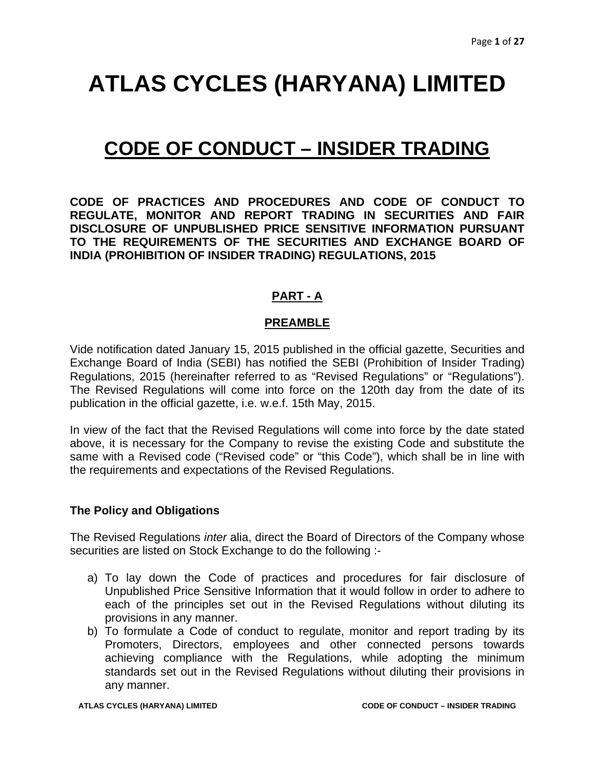# ATLAS CYCLES (HARYANA) LIMITED

## CODE OF CONDUCT – INSIDER TRADING

**CODE OF PRACTICES AND PROCEDURES AND CODE OF CONDUCT TO REGULATE, MONITOR AND REPORT TRADING IN SECURITIES AND FAIR DISCLOSURE OF UNPUBLISHED PRICE SENSITIVE INFORMATION PURSUANT TO THE REQUIREMENTS OF THE SECURITIES AND EXCHANGE BOARD OF INDIA (PROHIBITION OF INSIDER TRADING) REGULATIONS, 2015**

### PART - A

### PREAMBLE

Vide notification dated January 15, 2015 published in the official gazette, Securities and Exchange Board of India (SEBI) has notified the SEBI (Prohibition of Insider Trading) Regulations, 2015 (hereinafter referred to as "Revised Regulations" or "Regulations"). The Revised Regulations will come into force on the 120th day from the date of its publication in the official gazette, i.e. w.e.f. 15th May, 2015.

In view of the fact that the Revised Regulations will come into force by the date stated above, it is necessary for the Company to revise the existing Code and substitute the same with a Revised code ("Revised code" or "this Code"), which shall be in line with the requirements and expectations of the Revised Regulations.

**The Policy and Obligations**

The Revised Regulations *inter* alia, direct the Board of Directors of the Company whose securities are listed on Stock Exchange to do the following :-

a) To lay down the Code of practices and procedures for fair disclosure of Unpublished Price Sensitive Information that it would follow in order to adhere to each of the principles set out in the Revised Regulations without diluting its provisions in any manner.
b) To formulate a Code of conduct to regulate, monitor and report trading by its Promoters, Directors, employees and other connected persons towards achieving compliance with the Regulations, while adopting the minimum standards set out in the Revised Regulations without diluting their provisions in any manner.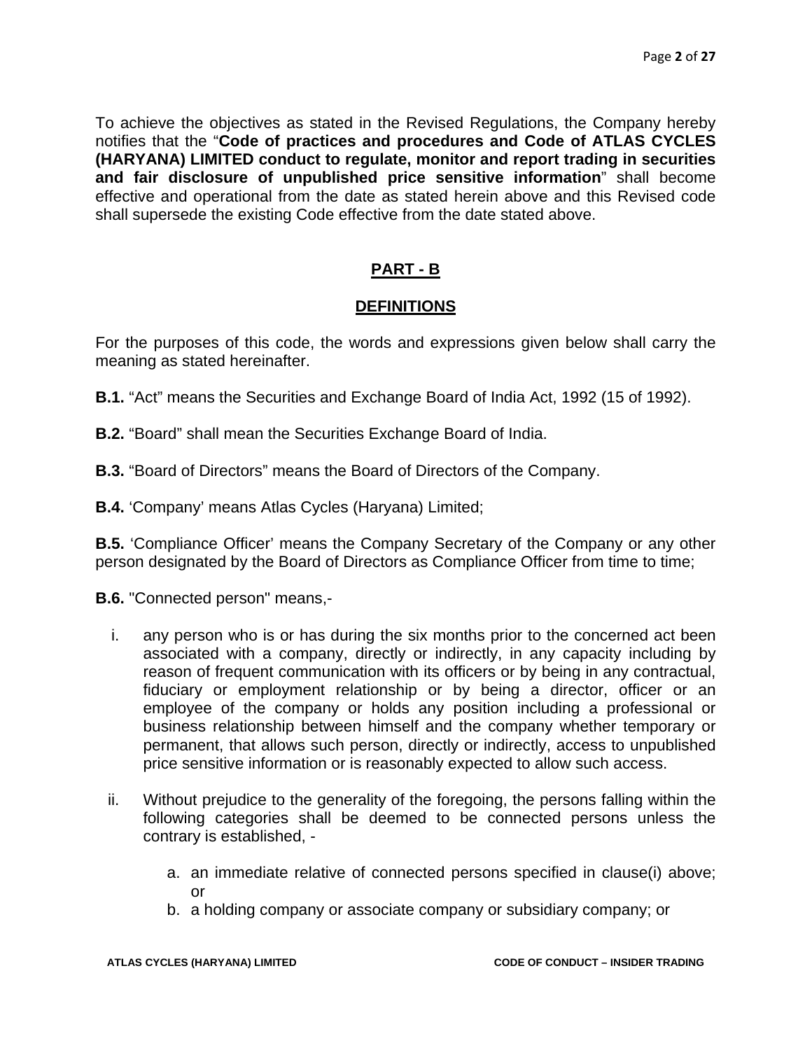To achieve the objectives as stated in the Revised Regulations, the Company hereby notifies that the "**Code of practices and procedures and Code of ATLAS CYCLES (HARYANA) LIMITED conduct to regulate, monitor and report trading in securities and fair disclosure of unpublished price sensitive information**" shall become effective and operational from the date as stated herein above and this Revised code shall supersede the existing Code effective from the date stated above.

## PART - B

## DEFINITIONS

For the purposes of this code, the words and expressions given below shall carry the meaning as stated hereinafter.

**B.1.** "Act" means the Securities and Exchange Board of India Act, 1992 (15 of 1992).

**B.2.** "Board" shall mean the Securities Exchange Board of India.

**B.3.** "Board of Directors" means the Board of Directors of the Company.

**B.4.** 'Company' means Atlas Cycles (Haryana) Limited;

**B.5.** 'Compliance Officer' means the Company Secretary of the Company or any other person designated by the Board of Directors as Compliance Officer from time to time;

**B.6.** "Connected person" means,-

i. any person who is or has during the six months prior to the concerned act been associated with a company, directly or indirectly, in any capacity including by reason of frequent communication with its officers or by being in any contractual, fiduciary or employment relationship or by being a director, officer or an employee of the company or holds any position including a professional or business relationship between himself and the company whether temporary or permanent, that allows such person, directly or indirectly, access to unpublished price sensitive information or is reasonably expected to allow such access.

ii. Without prejudice to the generality of the foregoing, the persons falling within the following categories shall be deemed to be connected persons unless the contrary is established, -

   a. an immediate relative of connected persons specified in clause(i) above; or
   b. a holding company or associate company or subsidiary company; or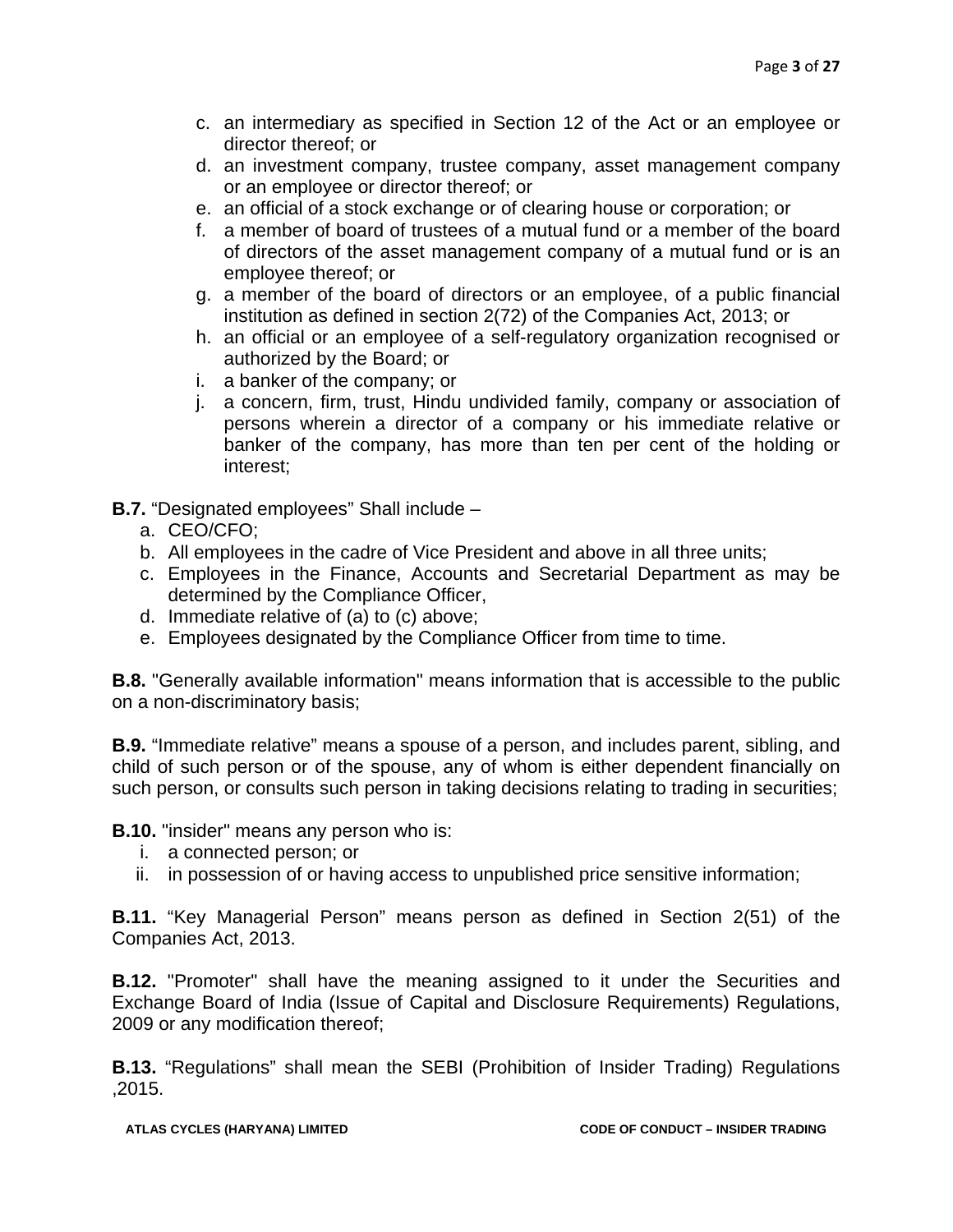c. an intermediary as specified in Section 12 of the Act or an employee or director thereof; or
d. an investment company, trustee company, asset management company or an employee or director thereof; or
e. an official of a stock exchange or of clearing house or corporation; or
f. a member of board of trustees of a mutual fund or a member of the board of directors of the asset management company of a mutual fund or is an employee thereof; or
g. a member of the board of directors or an employee, of a public financial institution as defined in section 2(72) of the Companies Act, 2013; or
h. an official or an employee of a self-regulatory organization recognised or authorized by the Board; or
i. a banker of the company; or
j. a concern, firm, trust, Hindu undivided family, company or association of persons wherein a director of a company or his immediate relative or banker of the company, has more than ten per cent of the holding or interest;

**B.7.** "Designated employees" Shall include –

a. CEO/CFO;
b. All employees in the cadre of Vice President and above in all three units;
c. Employees in the Finance, Accounts and Secretarial Department as may be determined by the Compliance Officer,
d. Immediate relative of (a) to (c) above;
e. Employees designated by the Compliance Officer from time to time.

**B.8.** "Generally available information" means information that is accessible to the public on a non-discriminatory basis;

**B.9.** "Immediate relative" means a spouse of a person, and includes parent, sibling, and child of such person or of the spouse, any of whom is either dependent financially on such person, or consults such person in taking decisions relating to trading in securities;

**B.10.** "insider" means any person who is:

i. a connected person; or
ii. in possession of or having access to unpublished price sensitive information;

**B.11.** "Key Managerial Person" means person as defined in Section 2(51) of the Companies Act, 2013.

**B.12.** "Promoter" shall have the meaning assigned to it under the Securities and Exchange Board of India (Issue of Capital and Disclosure Requirements) Regulations, 2009 or any modification thereof;

**B.13.** "Regulations" shall mean the SEBI (Prohibition of Insider Trading) Regulations ,2015.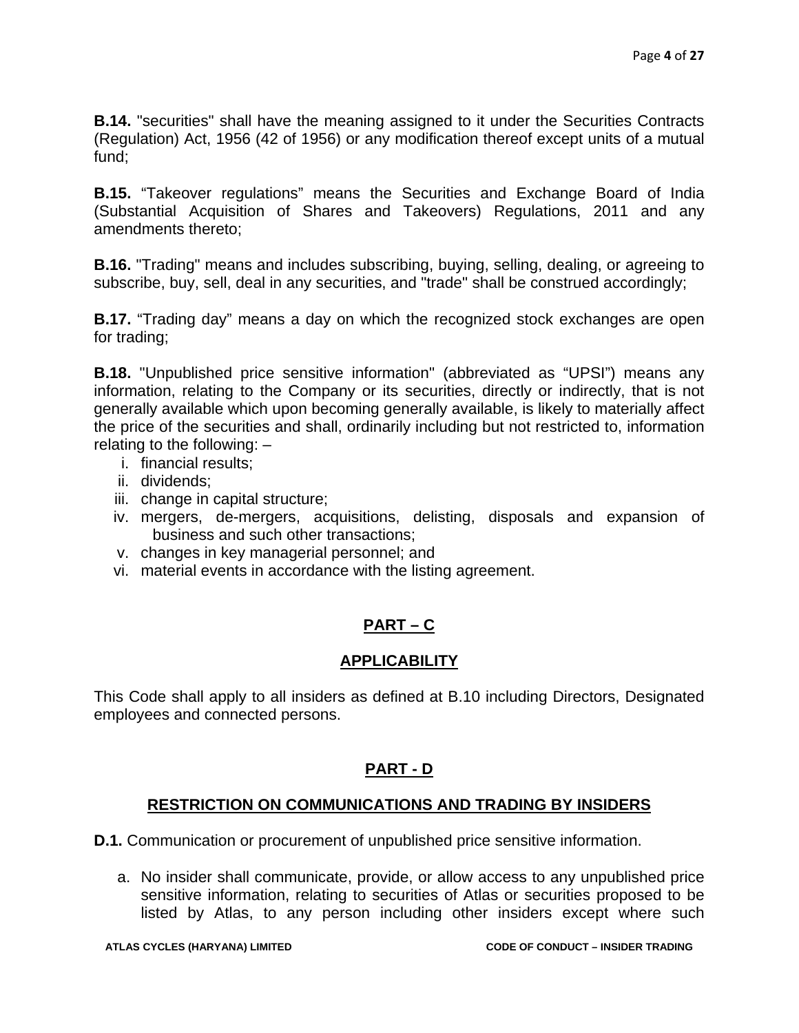**B.14.** "securities" shall have the meaning assigned to it under the Securities Contracts (Regulation) Act, 1956 (42 of 1956) or any modification thereof except units of a mutual fund;

**B.15.** "Takeover regulations" means the Securities and Exchange Board of India (Substantial Acquisition of Shares and Takeovers) Regulations, 2011 and any amendments thereto;

**B.16.** "Trading" means and includes subscribing, buying, selling, dealing, or agreeing to subscribe, buy, sell, deal in any securities, and "trade" shall be construed accordingly;

**B.17.** "Trading day" means a day on which the recognized stock exchanges are open for trading;

**B.18.** "Unpublished price sensitive information" (abbreviated as "UPSI") means any information, relating to the Company or its securities, directly or indirectly, that is not generally available which upon becoming generally available, is likely to materially affect the price of the securities and shall, ordinarily including but not restricted to, information relating to the following: –

i. financial results;
ii. dividends;
iii. change in capital structure;
iv. mergers, de-mergers, acquisitions, delisting, disposals and expansion of business and such other transactions;
v. changes in key managerial personnel; and
vi. material events in accordance with the listing agreement.

## PART – C

## APPLICABILITY

This Code shall apply to all insiders as defined at B.10 including Directors, Designated employees and connected persons.

## PART - D

## RESTRICTION ON COMMUNICATIONS AND TRADING BY INSIDERS

**D.1.** Communication or procurement of unpublished price sensitive information.

a. No insider shall communicate, provide, or allow access to any unpublished price sensitive information, relating to securities of Atlas or securities proposed to be listed by Atlas, to any person including other insiders except where such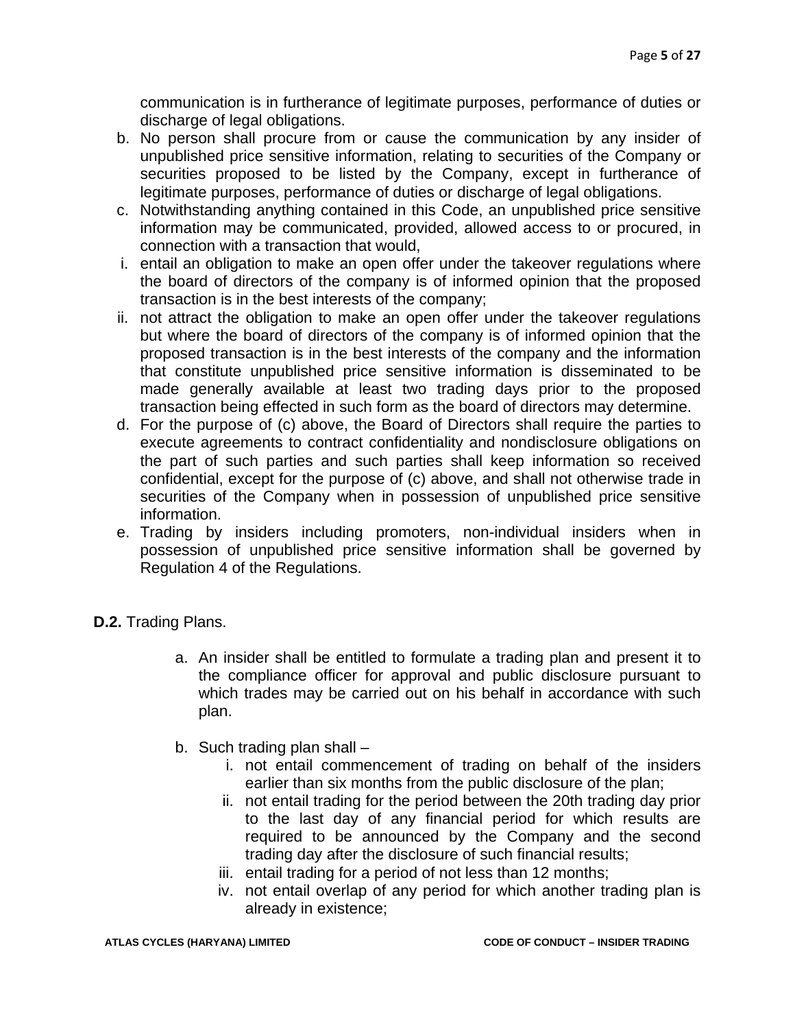communication is in furtherance of legitimate purposes, performance of duties or discharge of legal obligations.

b. No person shall procure from or cause the communication by any insider of unpublished price sensitive information, relating to securities of the Company or securities proposed to be listed by the Company, except in furtherance of legitimate purposes, performance of duties or discharge of legal obligations.

c. Notwithstanding anything contained in this Code, an unpublished price sensitive information may be communicated, provided, allowed access to or procured, in connection with a transaction that would,

   i. entail an obligation to make an open offer under the takeover regulations where the board of directors of the company is of informed opinion that the proposed transaction is in the best interests of the company;

   ii. not attract the obligation to make an open offer under the takeover regulations but where the board of directors of the company is of informed opinion that the proposed transaction is in the best interests of the company and the information that constitute unpublished price sensitive information is disseminated to be made generally available at least two trading days prior to the proposed transaction being effected in such form as the board of directors may determine.

d. For the purpose of (c) above, the Board of Directors shall require the parties to execute agreements to contract confidentiality and nondisclosure obligations on the part of such parties and such parties shall keep information so received confidential, except for the purpose of (c) above, and shall not otherwise trade in securities of the Company when in possession of unpublished price sensitive information.

e. Trading by insiders including promoters, non-individual insiders when in possession of unpublished price sensitive information shall be governed by Regulation 4 of the Regulations.

**D.2.** Trading Plans.

a. An insider shall be entitled to formulate a trading plan and present it to the compliance officer for approval and public disclosure pursuant to which trades may be carried out on his behalf in accordance with such plan.

b. Such trading plan shall –

   i. not entail commencement of trading on behalf of the insiders earlier than six months from the public disclosure of the plan;
   ii. not entail trading for the period between the 20th trading day prior to the last day of any financial period for which results are required to be announced by the Company and the second trading day after the disclosure of such financial results;
   iii. entail trading for a period of not less than 12 months;
   iv. not entail overlap of any period for which another trading plan is already in existence;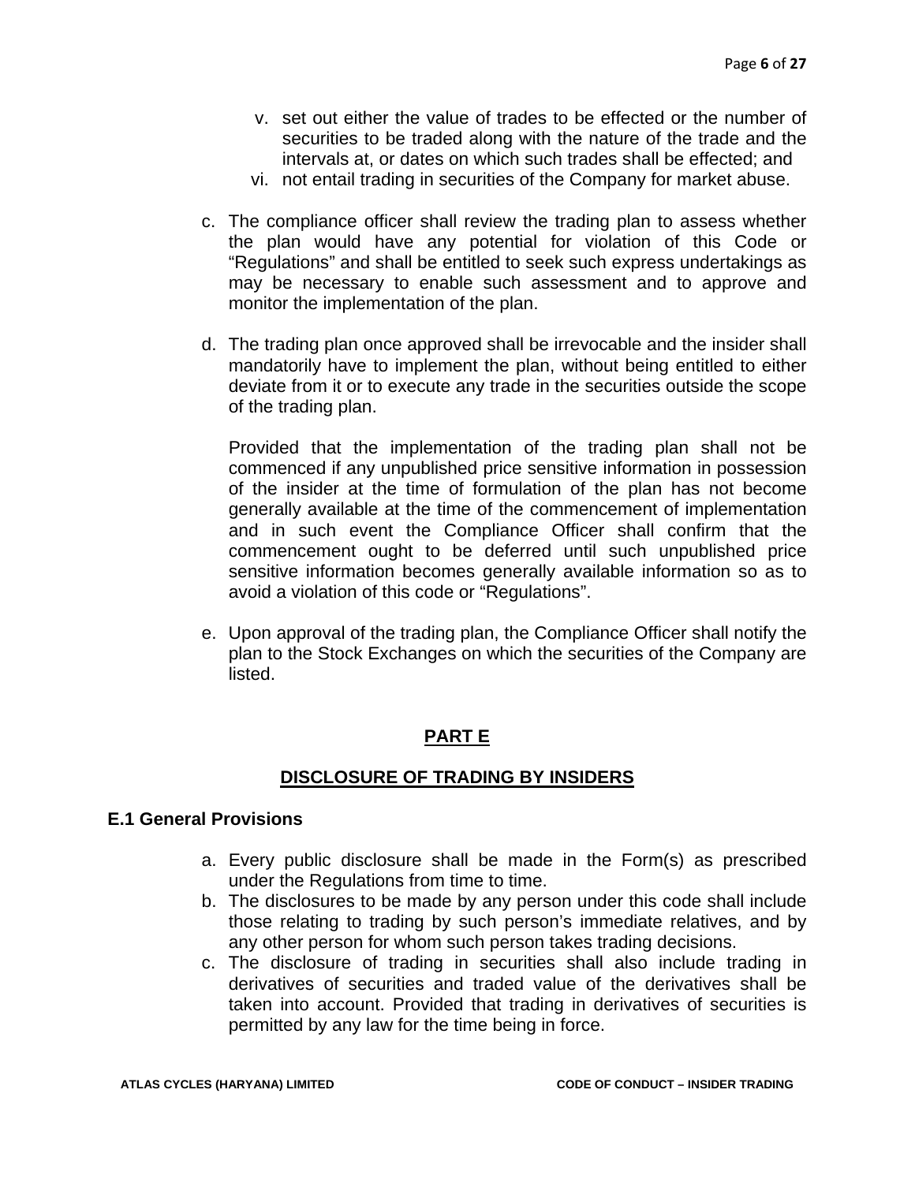v. set out either the value of trades to be effected or the number of securities to be traded along with the nature of the trade and the intervals at, or dates on which such trades shall be effected; and
vi. not entail trading in securities of the Company for market abuse.

c. The compliance officer shall review the trading plan to assess whether the plan would have any potential for violation of this Code or "Regulations" and shall be entitled to seek such express undertakings as may be necessary to enable such assessment and to approve and monitor the implementation of the plan.

d. The trading plan once approved shall be irrevocable and the insider shall mandatorily have to implement the plan, without being entitled to either deviate from it or to execute any trade in the securities outside the scope of the trading plan.

   Provided that the implementation of the trading plan shall not be commenced if any unpublished price sensitive information in possession of the insider at the time of formulation of the plan has not become generally available at the time of the commencement of implementation and in such event the Compliance Officer shall confirm that the commencement ought to be deferred until such unpublished price sensitive information becomes generally available information so as to avoid a violation of this code or "Regulations".

e. Upon approval of the trading plan, the Compliance Officer shall notify the plan to the Stock Exchanges on which the securities of the Company are listed.

## PART E

## DISCLOSURE OF TRADING BY INSIDERS

### E.1 General Provisions

a. Every public disclosure shall be made in the Form(s) as prescribed under the Regulations from time to time.
b. The disclosures to be made by any person under this code shall include those relating to trading by such person's immediate relatives, and by any other person for whom such person takes trading decisions.
c. The disclosure of trading in securities shall also include trading in derivatives of securities and traded value of the derivatives shall be taken into account. Provided that trading in derivatives of securities is permitted by any law for the time being in force.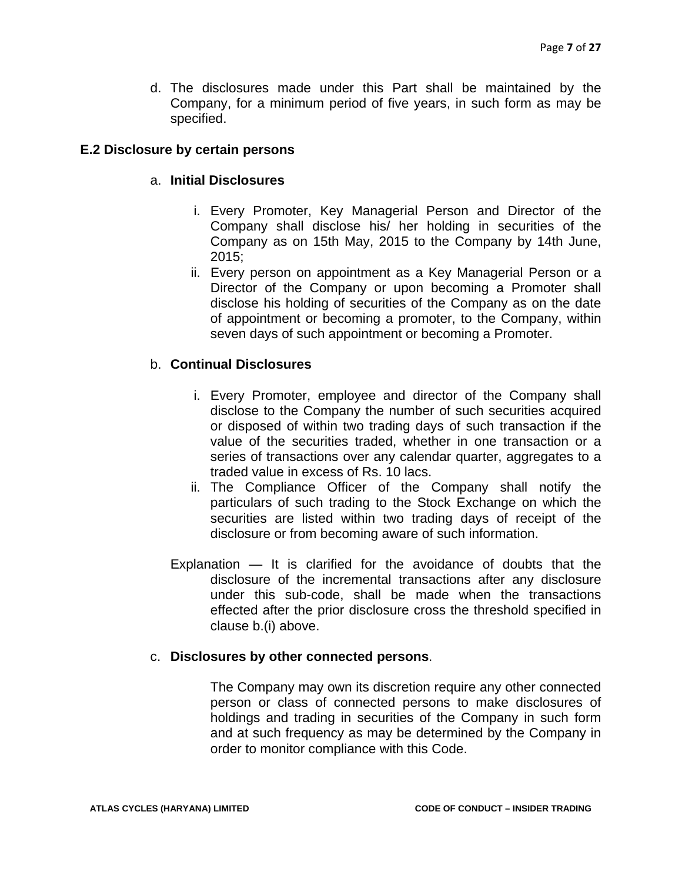d. The disclosures made under this Part shall be maintained by the Company, for a minimum period of five years, in such form as may be specified.

### E.2 Disclosure by certain persons

a. **Initial Disclosures**

   i. Every Promoter, Key Managerial Person and Director of the Company shall disclose his/ her holding in securities of the Company as on 15th May, 2015 to the Company by 14th June, 2015;

   ii. Every person on appointment as a Key Managerial Person or a Director of the Company or upon becoming a Promoter shall disclose his holding of securities of the Company as on the date of appointment or becoming a promoter, to the Company, within seven days of such appointment or becoming a Promoter.

b. **Continual Disclosures**

   i. Every Promoter, employee and director of the Company shall disclose to the Company the number of such securities acquired or disposed of within two trading days of such transaction if the value of the securities traded, whether in one transaction or a series of transactions over any calendar quarter, aggregates to a traded value in excess of Rs. 10 lacs.

   ii. The Compliance Officer of the Company shall notify the particulars of such trading to the Stock Exchange on which the securities are listed within two trading days of receipt of the disclosure or from becoming aware of such information.

   Explanation — It is clarified for the avoidance of doubts that the disclosure of the incremental transactions after any disclosure under this sub-code, shall be made when the transactions effected after the prior disclosure cross the threshold specified in clause b.(i) above.

c. **Disclosures by other connected persons**.

   The Company may own its discretion require any other connected person or class of connected persons to make disclosures of holdings and trading in securities of the Company in such form and at such frequency as may be determined by the Company in order to monitor compliance with this Code.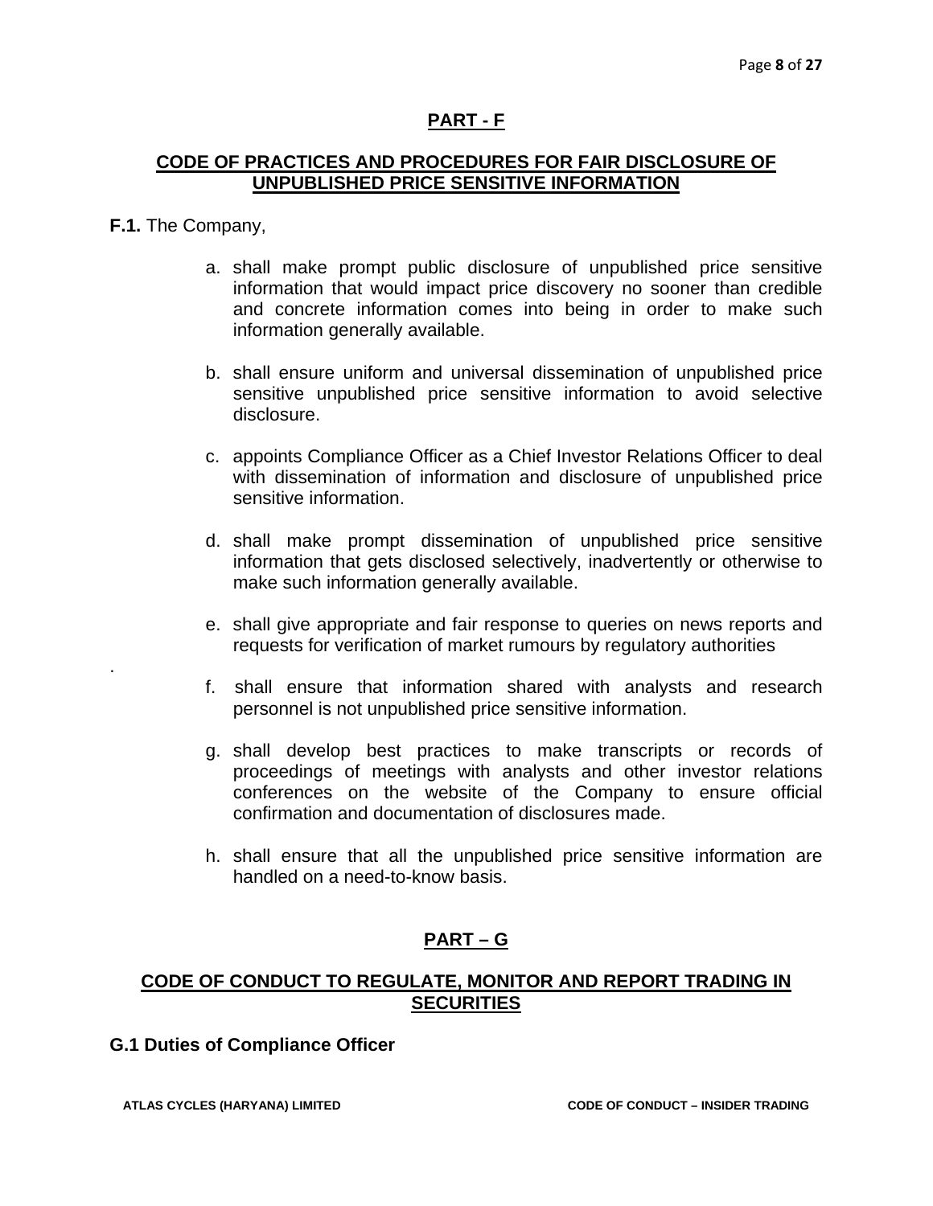## PART - F

### CODE OF PRACTICES AND PROCEDURES FOR FAIR DISCLOSURE OF UNPUBLISHED PRICE SENSITIVE INFORMATION

**F.1.** The Company,

a. shall make prompt public disclosure of unpublished price sensitive information that would impact price discovery no sooner than credible and concrete information comes into being in order to make such information generally available.

b. shall ensure uniform and universal dissemination of unpublished price sensitive unpublished price sensitive information to avoid selective disclosure.

c. appoints Compliance Officer as a Chief Investor Relations Officer to deal with dissemination of information and disclosure of unpublished price sensitive information.

d. shall make prompt dissemination of unpublished price sensitive information that gets disclosed selectively, inadvertently or otherwise to make such information generally available.

e. shall give appropriate and fair response to queries on news reports and requests for verification of market rumours by regulatory authorities

.

f. shall ensure that information shared with analysts and research personnel is not unpublished price sensitive information.

g. shall develop best practices to make transcripts or records of proceedings of meetings with analysts and other investor relations conferences on the website of the Company to ensure official confirmation and documentation of disclosures made.

h. shall ensure that all the unpublished price sensitive information are handled on a need-to-know basis.

## PART – G

### CODE OF CONDUCT TO REGULATE, MONITOR AND REPORT TRADING IN SECURITIES

**G.1 Duties of Compliance Officer**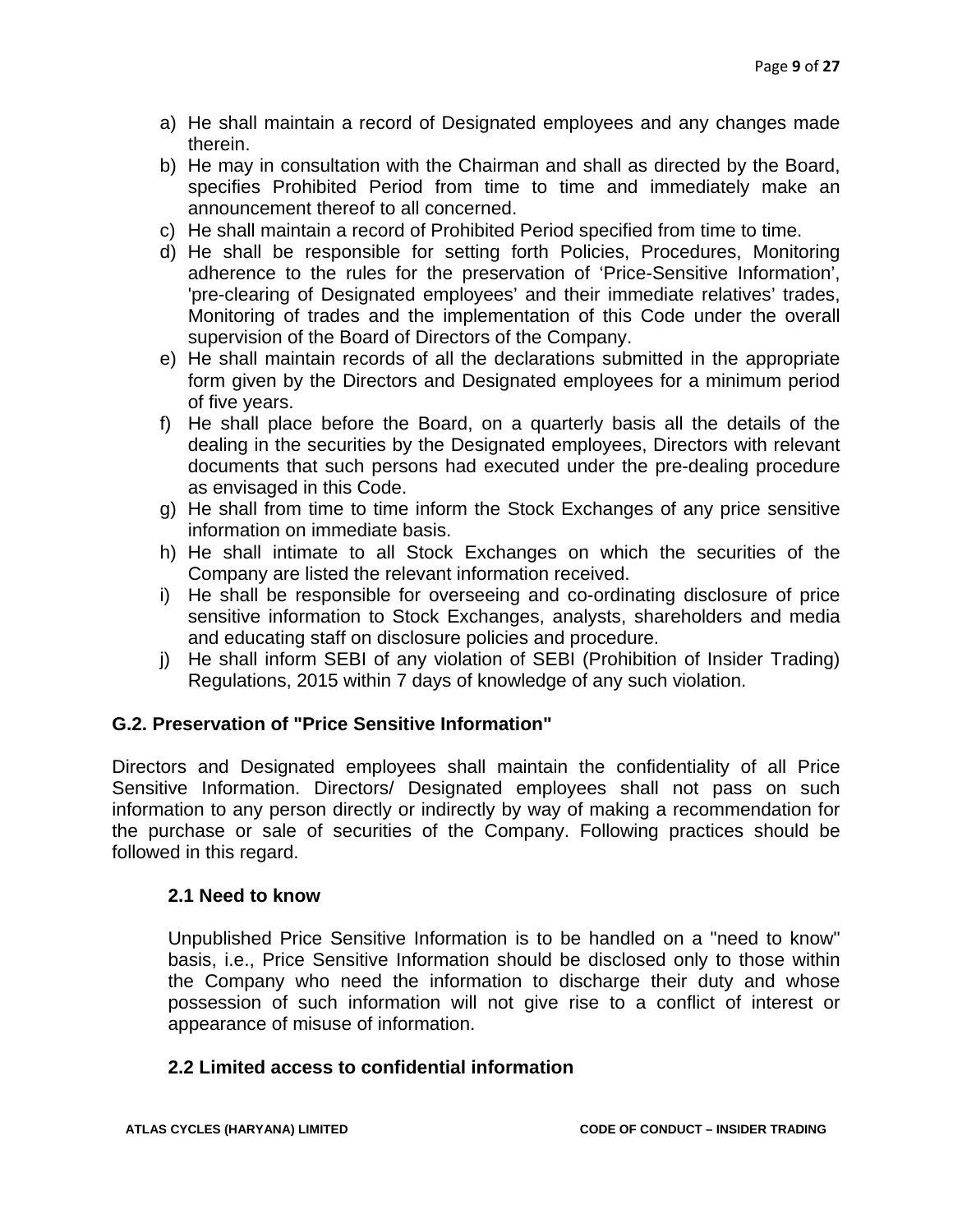a) He shall maintain a record of Designated employees and any changes made therein.
b) He may in consultation with the Chairman and shall as directed by the Board, specifies Prohibited Period from time to time and immediately make an announcement thereof to all concerned.
c) He shall maintain a record of Prohibited Period specified from time to time.
d) He shall be responsible for setting forth Policies, Procedures, Monitoring adherence to the rules for the preservation of 'Price-Sensitive Information', 'pre-clearing of Designated employees' and their immediate relatives' trades, Monitoring of trades and the implementation of this Code under the overall supervision of the Board of Directors of the Company.
e) He shall maintain records of all the declarations submitted in the appropriate form given by the Directors and Designated employees for a minimum period of five years.
f) He shall place before the Board, on a quarterly basis all the details of the dealing in the securities by the Designated employees, Directors with relevant documents that such persons had executed under the pre-dealing procedure as envisaged in this Code.
g) He shall from time to time inform the Stock Exchanges of any price sensitive information on immediate basis.
h) He shall intimate to all Stock Exchanges on which the securities of the Company are listed the relevant information received.
i) He shall be responsible for overseeing and co-ordinating disclosure of price sensitive information to Stock Exchanges, analysts, shareholders and media and educating staff on disclosure policies and procedure.
j) He shall inform SEBI of any violation of SEBI (Prohibition of Insider Trading) Regulations, 2015 within 7 days of knowledge of any such violation.

### G.2. Preservation of "Price Sensitive Information"

Directors and Designated employees shall maintain the confidentiality of all Price Sensitive Information. Directors/ Designated employees shall not pass on such information to any person directly or indirectly by way of making a recommendation for the purchase or sale of securities of the Company. Following practices should be followed in this regard.

#### 2.1 Need to know

Unpublished Price Sensitive Information is to be handled on a "need to know" basis, i.e., Price Sensitive Information should be disclosed only to those within the Company who need the information to discharge their duty and whose possession of such information will not give rise to a conflict of interest or appearance of misuse of information.

#### 2.2 Limited access to confidential information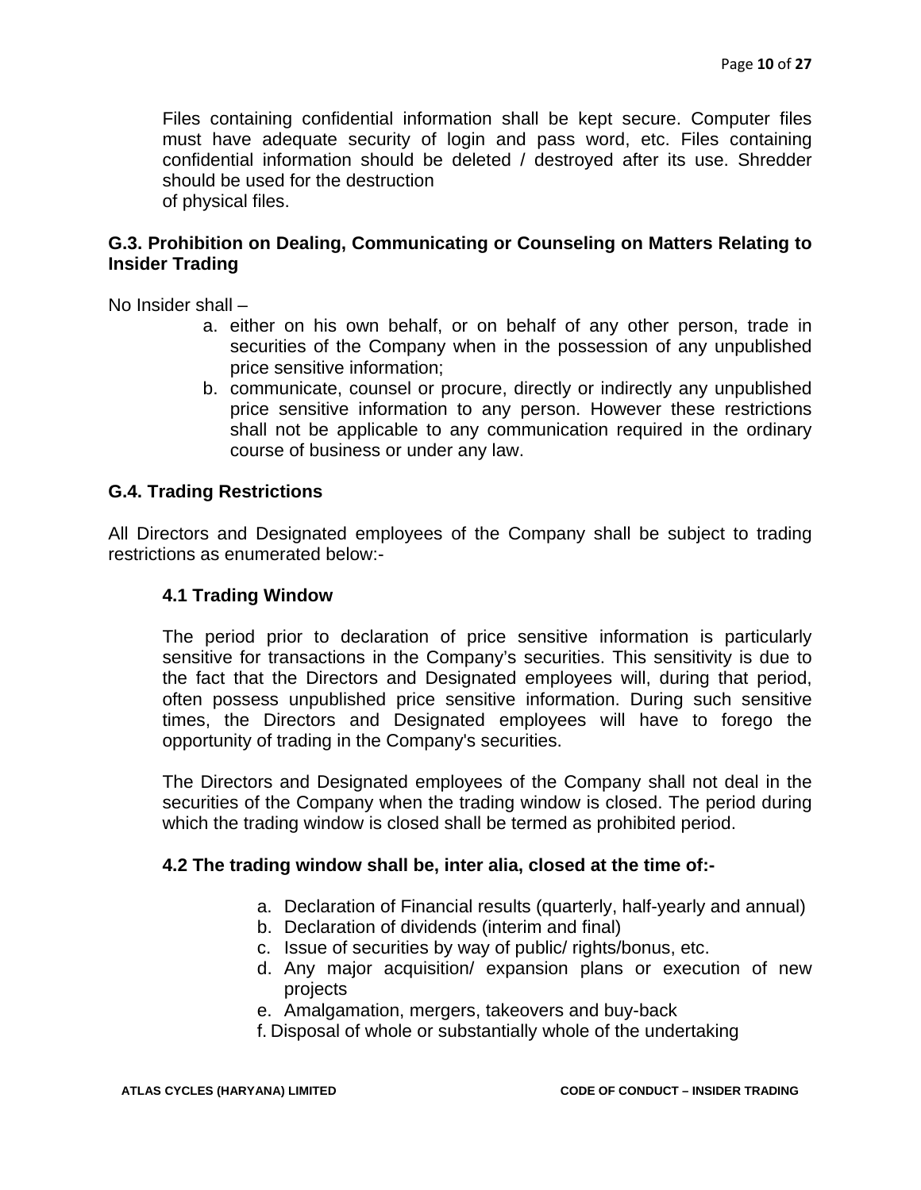Files containing confidential information shall be kept secure. Computer files must have adequate security of login and pass word, etc. Files containing confidential information should be deleted / destroyed after its use. Shredder should be used for the destruction of physical files.

### G.3. Prohibition on Dealing, Communicating or Counseling on Matters Relating to Insider Trading

No Insider shall –

a. either on his own behalf, or on behalf of any other person, trade in securities of the Company when in the possession of any unpublished price sensitive information;
b. communicate, counsel or procure, directly or indirectly any unpublished price sensitive information to any person. However these restrictions shall not be applicable to any communication required in the ordinary course of business or under any law.

### G.4. Trading Restrictions

All Directors and Designated employees of the Company shall be subject to trading restrictions as enumerated below:-

#### 4.1 Trading Window

The period prior to declaration of price sensitive information is particularly sensitive for transactions in the Company's securities. This sensitivity is due to the fact that the Directors and Designated employees will, during that period, often possess unpublished price sensitive information. During such sensitive times, the Directors and Designated employees will have to forego the opportunity of trading in the Company's securities.

The Directors and Designated employees of the Company shall not deal in the securities of the Company when the trading window is closed. The period during which the trading window is closed shall be termed as prohibited period.

#### 4.2 The trading window shall be, inter alia, closed at the time of:-

a. Declaration of Financial results (quarterly, half-yearly and annual)
b. Declaration of dividends (interim and final)
c. Issue of securities by way of public/ rights/bonus, etc.
d. Any major acquisition/ expansion plans or execution of new projects
e. Amalgamation, mergers, takeovers and buy-back
f. Disposal of whole or substantially whole of the undertaking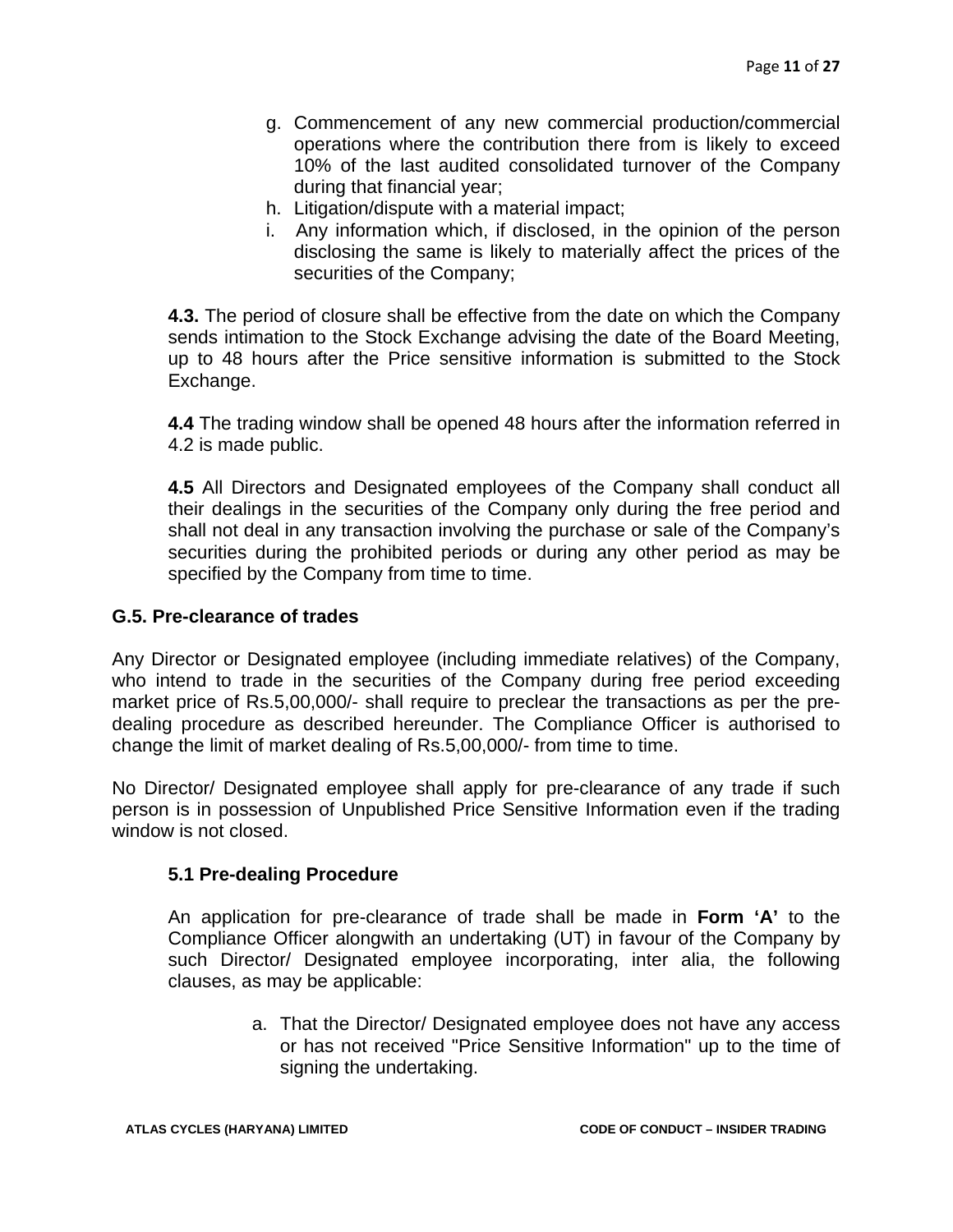g. Commencement of any new commercial production/commercial operations where the contribution there from is likely to exceed 10% of the last audited consolidated turnover of the Company during that financial year;
h. Litigation/dispute with a material impact;
i. Any information which, if disclosed, in the opinion of the person disclosing the same is likely to materially affect the prices of the securities of the Company;

**4.3.** The period of closure shall be effective from the date on which the Company sends intimation to the Stock Exchange advising the date of the Board Meeting, up to 48 hours after the Price sensitive information is submitted to the Stock Exchange.

**4.4** The trading window shall be opened 48 hours after the information referred in 4.2 is made public.

**4.5** All Directors and Designated employees of the Company shall conduct all their dealings in the securities of the Company only during the free period and shall not deal in any transaction involving the purchase or sale of the Company's securities during the prohibited periods or during any other period as may be specified by the Company from time to time.

## G.5. Pre-clearance of trades

Any Director or Designated employee (including immediate relatives) of the Company, who intend to trade in the securities of the Company during free period exceeding market price of Rs.5,00,000/- shall require to preclear the transactions as per the pre-dealing procedure as described hereunder. The Compliance Officer is authorised to change the limit of market dealing of Rs.5,00,000/- from time to time.

No Director/ Designated employee shall apply for pre-clearance of any trade if such person is in possession of Unpublished Price Sensitive Information even if the trading window is not closed.

### 5.1 Pre-dealing Procedure

An application for pre-clearance of trade shall be made in **Form 'A'** to the Compliance Officer alongwith an undertaking (UT) in favour of the Company by such Director/ Designated employee incorporating, inter alia, the following clauses, as may be applicable:

a. That the Director/ Designated employee does not have any access or has not received "Price Sensitive Information" up to the time of signing the undertaking.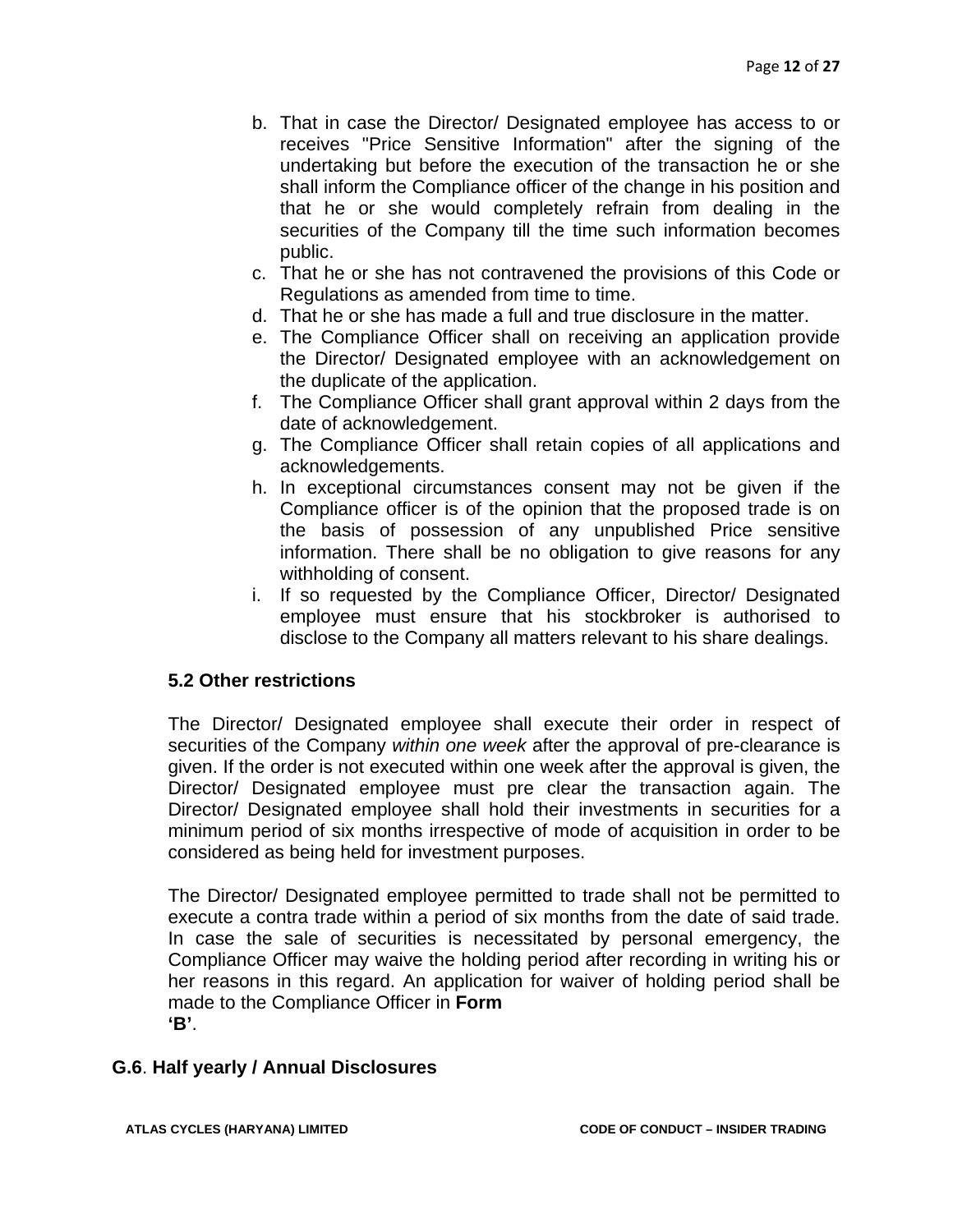b. That in case the Director/ Designated employee has access to or receives "Price Sensitive Information" after the signing of the undertaking but before the execution of the transaction he or she shall inform the Compliance officer of the change in his position and that he or she would completely refrain from dealing in the securities of the Company till the time such information becomes public.
c. That he or she has not contravened the provisions of this Code or Regulations as amended from time to time.
d. That he or she has made a full and true disclosure in the matter.
e. The Compliance Officer shall on receiving an application provide the Director/ Designated employee with an acknowledgement on the duplicate of the application.
f. The Compliance Officer shall grant approval within 2 days from the date of acknowledgement.
g. The Compliance Officer shall retain copies of all applications and acknowledgements.
h. In exceptional circumstances consent may not be given if the Compliance officer is of the opinion that the proposed trade is on the basis of possession of any unpublished Price sensitive information. There shall be no obligation to give reasons for any withholding of consent.
i. If so requested by the Compliance Officer, Director/ Designated employee must ensure that his stockbroker is authorised to disclose to the Company all matters relevant to his share dealings.

### 5.2 Other restrictions

The Director/ Designated employee shall execute their order in respect of securities of the Company *within one week* after the approval of pre-clearance is given. If the order is not executed within one week after the approval is given, the Director/ Designated employee must pre clear the transaction again. The Director/ Designated employee shall hold their investments in securities for a minimum period of six months irrespective of mode of acquisition in order to be considered as being held for investment purposes.

The Director/ Designated employee permitted to trade shall not be permitted to execute a contra trade within a period of six months from the date of said trade. In case the sale of securities is necessitated by personal emergency, the Compliance Officer may waive the holding period after recording in writing his or her reasons in this regard. An application for waiver of holding period shall be made to the Compliance Officer in **Form 'B'**.

## G.6. Half yearly / Annual Disclosures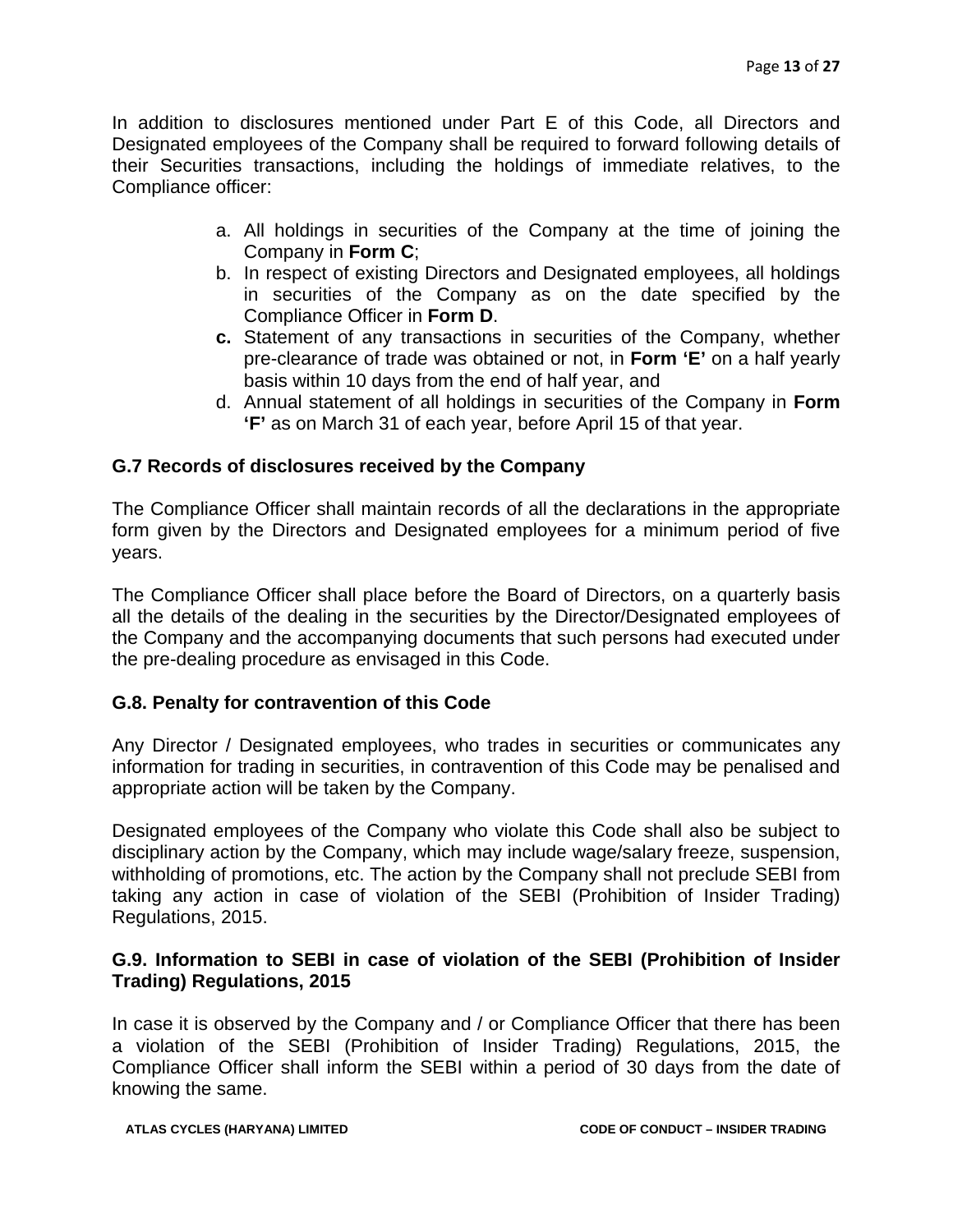In addition to disclosures mentioned under Part E of this Code, all Directors and Designated employees of the Company shall be required to forward following details of their Securities transactions, including the holdings of immediate relatives, to the Compliance officer:

a. All holdings in securities of the Company at the time of joining the Company in **Form C**;
b. In respect of existing Directors and Designated employees, all holdings in securities of the Company as on the date specified by the Compliance Officer in **Form D**.
**c.** Statement of any transactions in securities of the Company, whether pre-clearance of trade was obtained or not, in **Form 'E'** on a half yearly basis within 10 days from the end of half year, and
d. Annual statement of all holdings in securities of the Company in **Form 'F'** as on March 31 of each year, before April 15 of that year.

### G.7 Records of disclosures received by the Company

The Compliance Officer shall maintain records of all the declarations in the appropriate form given by the Directors and Designated employees for a minimum period of five years.

The Compliance Officer shall place before the Board of Directors, on a quarterly basis all the details of the dealing in the securities by the Director/Designated employees of the Company and the accompanying documents that such persons had executed under the pre-dealing procedure as envisaged in this Code.

### G.8. Penalty for contravention of this Code

Any Director / Designated employees, who trades in securities or communicates any information for trading in securities, in contravention of this Code may be penalised and appropriate action will be taken by the Company.

Designated employees of the Company who violate this Code shall also be subject to disciplinary action by the Company, which may include wage/salary freeze, suspension, withholding of promotions, etc. The action by the Company shall not preclude SEBI from taking any action in case of violation of the SEBI (Prohibition of Insider Trading) Regulations, 2015.

### G.9. Information to SEBI in case of violation of the SEBI (Prohibition of Insider Trading) Regulations, 2015

In case it is observed by the Company and / or Compliance Officer that there has been a violation of the SEBI (Prohibition of Insider Trading) Regulations, 2015, the Compliance Officer shall inform the SEBI within a period of 30 days from the date of knowing the same.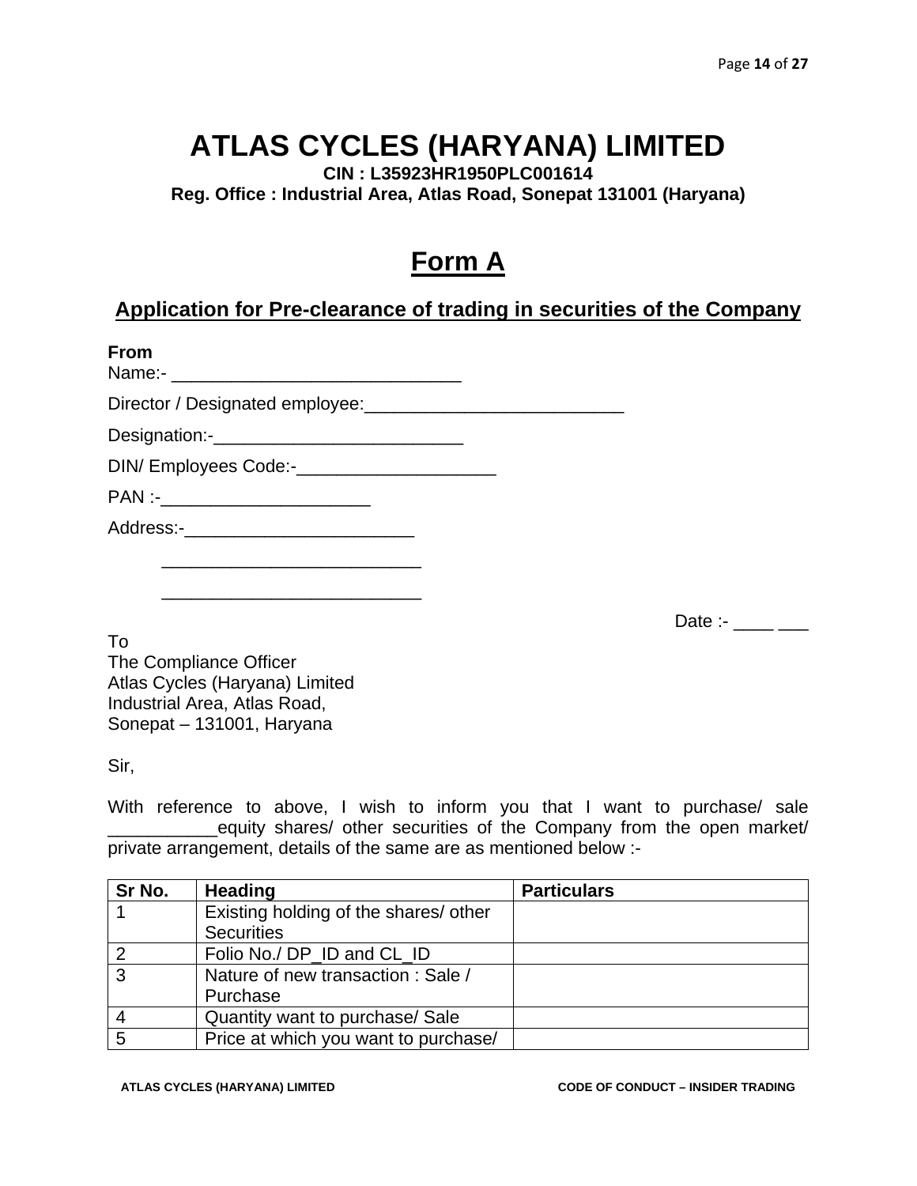# ATLAS CYCLES (HARYANA) LIMITED

**CIN : L35923HR1950PLC001614**

**Reg. Office : Industrial Area, Atlas Road, Sonepat 131001 (Haryana)**

## Form A

### Application for Pre-clearance of trading in securities of the Company

**From**

Name:- _____________________________

Director / Designated employee:__________________________

Designation:-_________________________

DIN/ Employees Code:-____________________

PAN :-_____________________

Address:-_______________________

__________________________

__________________________

Date :- ____ ___

To
The Compliance Officer
Atlas Cycles (Haryana) Limited
Industrial Area, Atlas Road,
Sonepat – 131001, Haryana

Sir,

With reference to above, I wish to inform you that I want to purchase/ sale ___________equity shares/ other securities of the Company from the open market/ private arrangement, details of the same are as mentioned below :-

| Sr No. | Heading | Particulars |
|---|---|---|
| 1 | Existing holding of the shares/ other Securities | |
| 2 | Folio No./ DP_ID and CL_ID | |
| 3 | Nature of new transaction : Sale / Purchase | |
| 4 | Quantity want to purchase/ Sale | |
| 5 | Price at which you want to purchase/ | |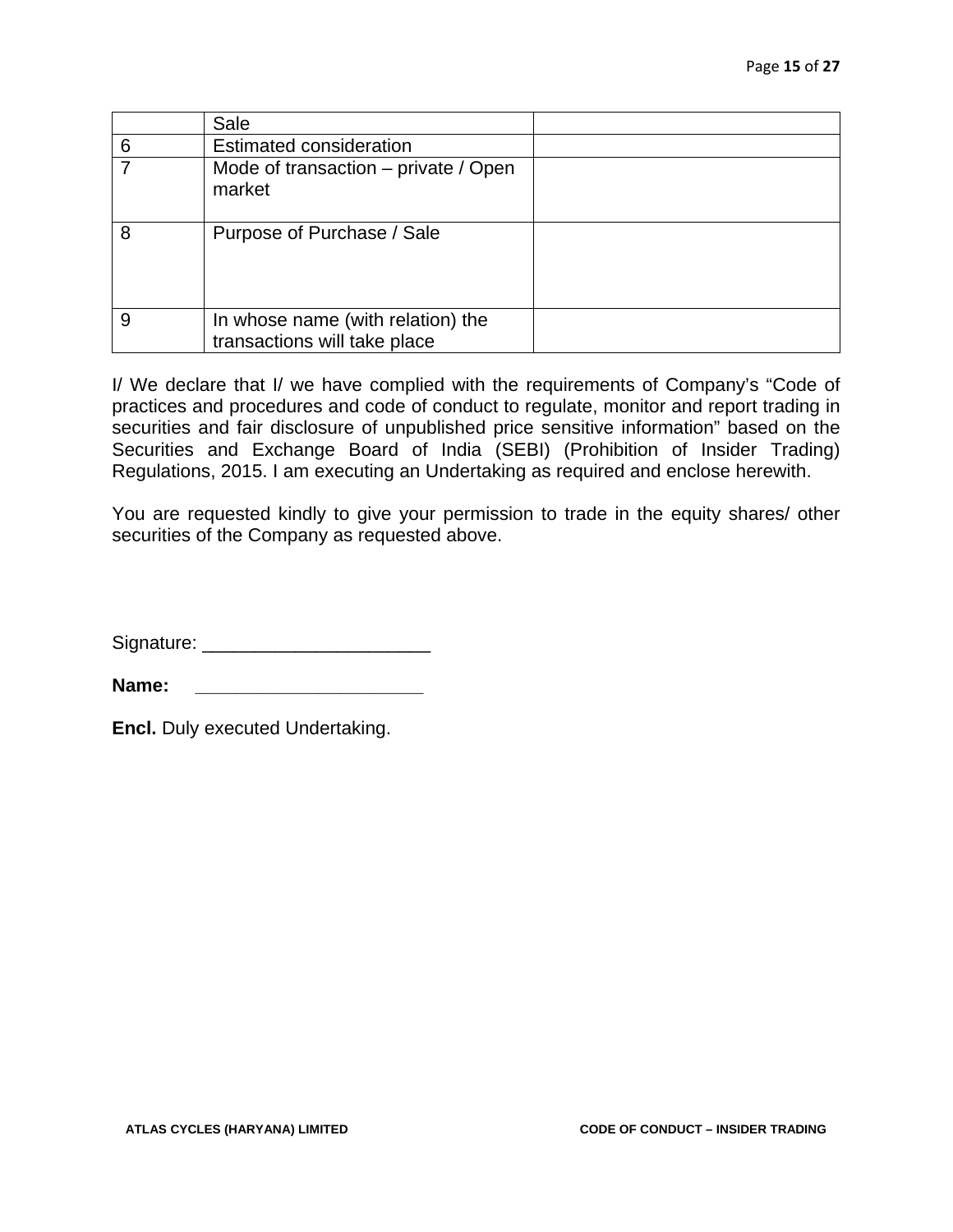| | | |
|---|---|---|
| | Sale | |
| 6 | Estimated consideration | |
| 7 | Mode of transaction – private / Open market | |
| 8 | Purpose of Purchase / Sale | |
| 9 | In whose name (with relation) the transactions will take place | |

I/ We declare that I/ we have complied with the requirements of Company's "Code of practices and procedures and code of conduct to regulate, monitor and report trading in securities and fair disclosure of unpublished price sensitive information" based on the Securities and Exchange Board of India (SEBI) (Prohibition of Insider Trading) Regulations, 2015. I am executing an Undertaking as required and enclose herewith.

You are requested kindly to give your permission to trade in the equity shares/ other securities of the Company as requested above.

Signature: ______________________

**Name:** ______________________

**Encl.** Duly executed Undertaking.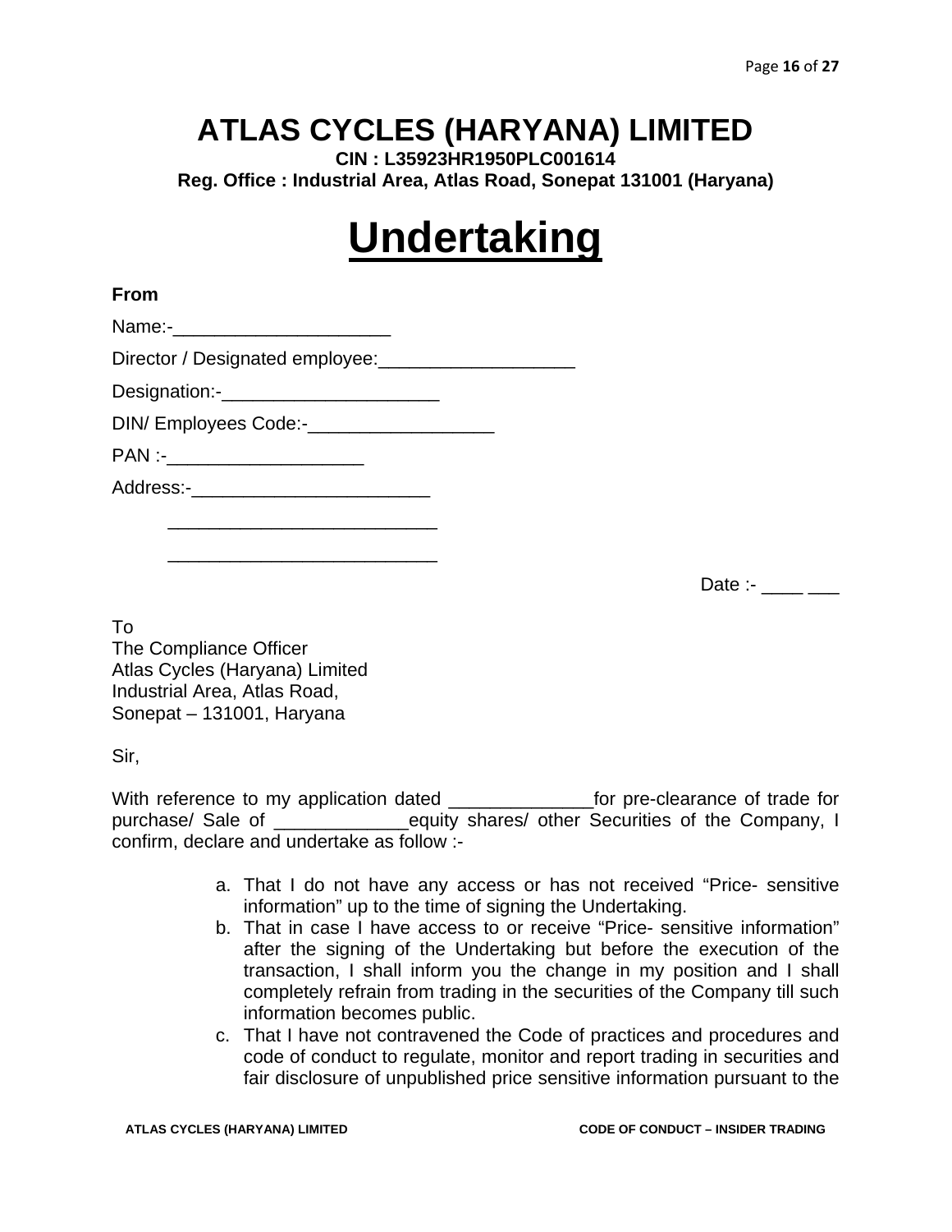# ATLAS CYCLES (HARYANA) LIMITED

**CIN : L35923HR1950PLC001614**

**Reg. Office : Industrial Area, Atlas Road, Sonepat 131001 (Haryana)**

# Undertaking

**From**

Name:-_____________________

Director / Designated employee:___________________

Designation:-_____________________

DIN/ Employees Code:-__________________

PAN :-___________________

Address:-_______________________

__________________________

__________________________

Date :- ____ ___

To
The Compliance Officer
Atlas Cycles (Haryana) Limited
Industrial Area, Atlas Road,
Sonepat – 131001, Haryana

Sir,

With reference to my application dated ______________for pre-clearance of trade for purchase/ Sale of _____________equity shares/ other Securities of the Company, I confirm, declare and undertake as follow :-

a. That I do not have any access or has not received "Price- sensitive information" up to the time of signing the Undertaking.
b. That in case I have access to or receive "Price- sensitive information" after the signing of the Undertaking but before the execution of the transaction, I shall inform you the change in my position and I shall completely refrain from trading in the securities of the Company till such information becomes public.
c. That I have not contravened the Code of practices and procedures and code of conduct to regulate, monitor and report trading in securities and fair disclosure of unpublished price sensitive information pursuant to the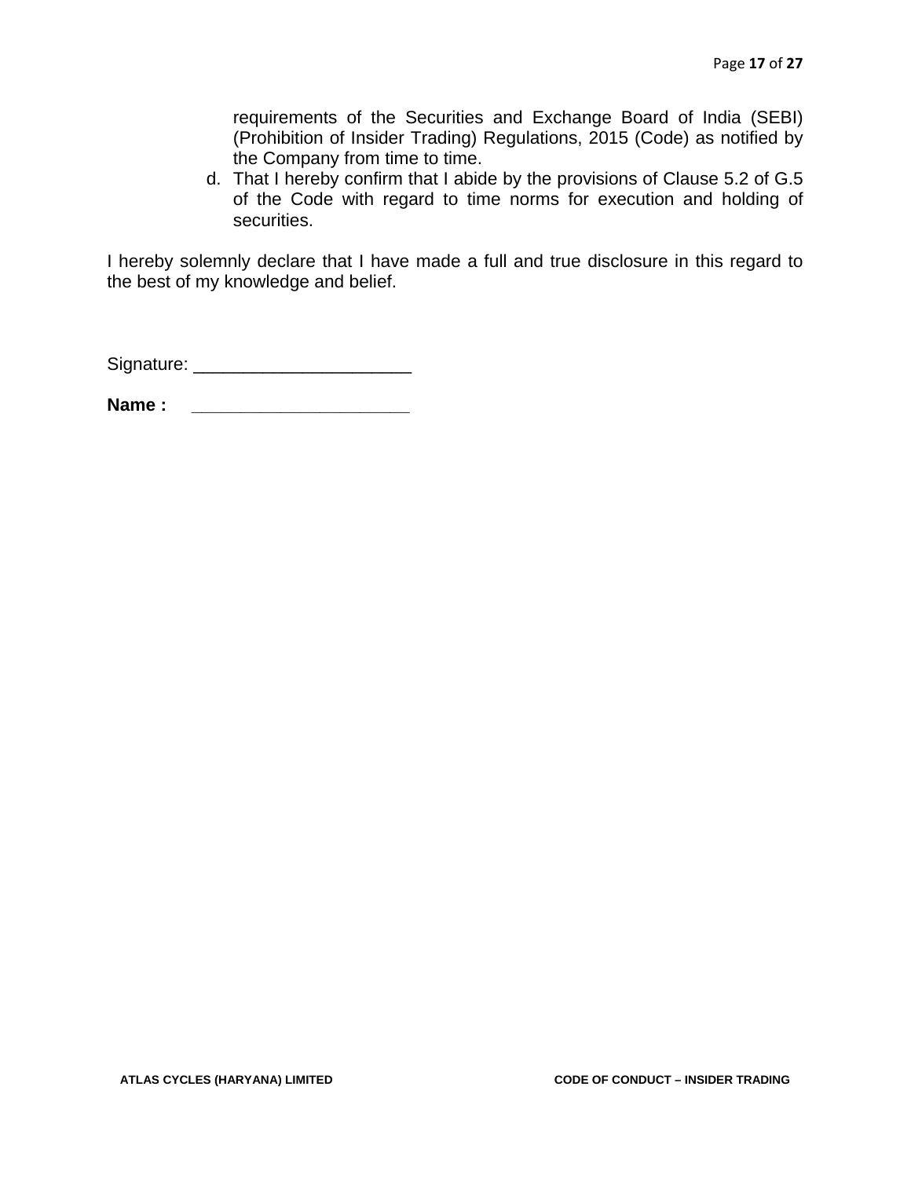requirements of the Securities and Exchange Board of India (SEBI) (Prohibition of Insider Trading) Regulations, 2015 (Code) as notified by the Company from time to time.

d. That I hereby confirm that I abide by the provisions of Clause 5.2 of G.5 of the Code with regard to time norms for execution and holding of securities.

I hereby solemnly declare that I have made a full and true disclosure in this regard to the best of my knowledge and belief.

Signature: ______________________

**Name :** ______________________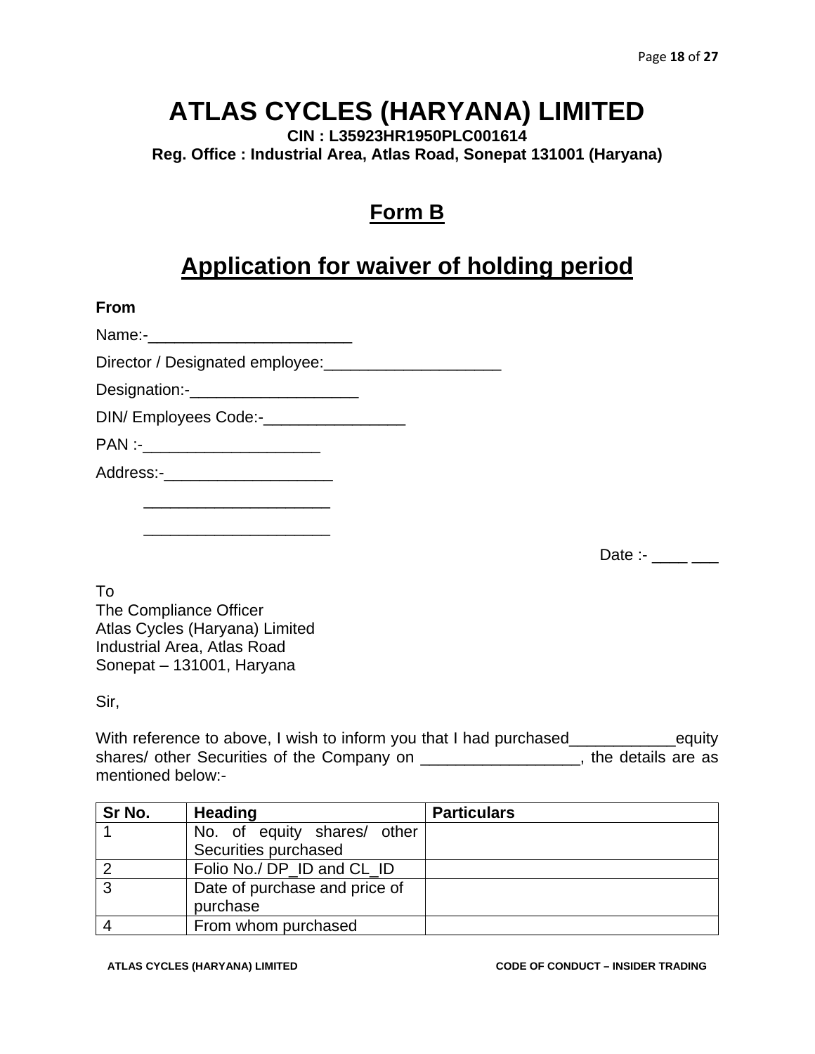# ATLAS CYCLES (HARYANA) LIMITED

**CIN : L35923HR1950PLC001614**

**Reg. Office : Industrial Area, Atlas Road, Sonepat 131001 (Haryana)**

## Form B

## Application for waiver of holding period

**From**

Name:-_______________________

Director / Designated employee:____________________

Designation:-___________________

DIN/ Employees Code:-________________

PAN :-____________________

Address:-___________________

_____________________

_____________________

Date :- ____ ___

To
The Compliance Officer
Atlas Cycles (Haryana) Limited
Industrial Area, Atlas Road
Sonepat – 131001, Haryana

Sir,

With reference to above, I wish to inform you that I had purchased____________equity shares/ other Securities of the Company on __________________, the details are as mentioned below:-

| Sr No. | Heading | Particulars |
|---|---|---|
| 1 | No. of equity shares/ other Securities purchased | |
| 2 | Folio No./ DP_ID and CL_ID | |
| 3 | Date of purchase and price of purchase | |
| 4 | From whom purchased | |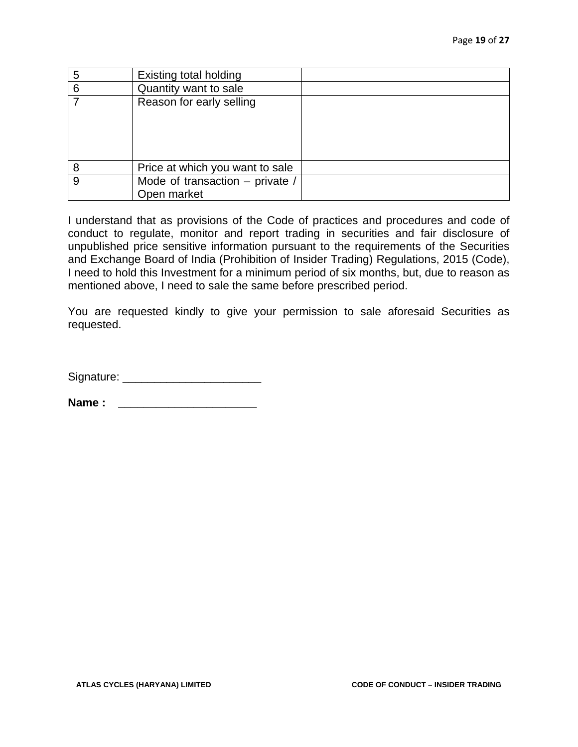| | | |
|---|---|---|
| 5 | Existing total holding | |
| 6 | Quantity want to sale | |
| 7 | Reason for early selling | |
| 8 | Price at which you want to sale | |
| 9 | Mode of transaction – private / Open market | |

I understand that as provisions of the Code of practices and procedures and code of conduct to regulate, monitor and report trading in securities and fair disclosure of unpublished price sensitive information pursuant to the requirements of the Securities and Exchange Board of India (Prohibition of Insider Trading) Regulations, 2015 (Code), I need to hold this Investment for a minimum period of six months, but, due to reason as mentioned above, I need to sale the same before prescribed period.

You are requested kindly to give your permission to sale aforesaid Securities as requested.

Signature: ______________________

**Name : ______________________**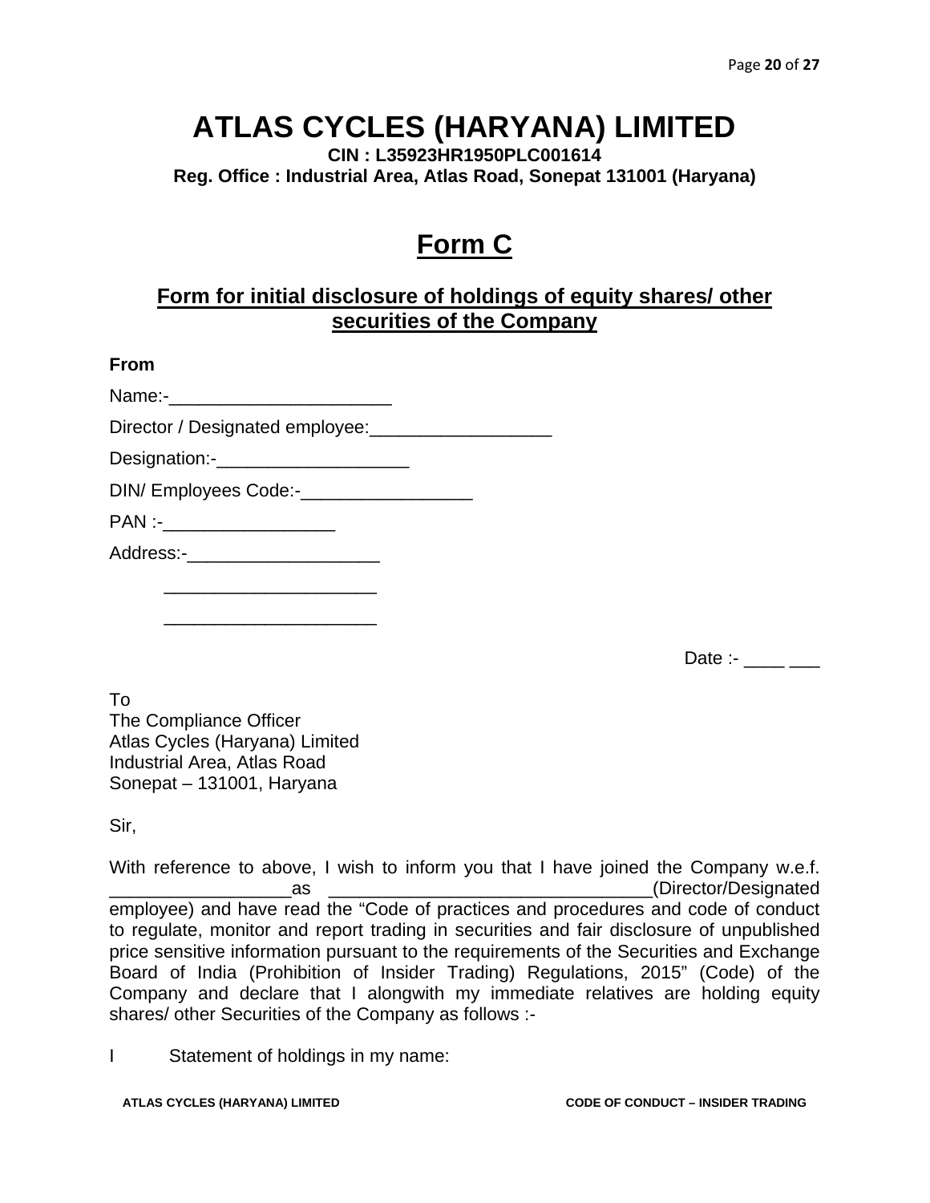# ATLAS CYCLES (HARYANA) LIMITED

**CIN : L35923HR1950PLC001614**

**Reg. Office : Industrial Area, Atlas Road, Sonepat 131001 (Haryana)**

## Form C

### Form for initial disclosure of holdings of equity shares/ other securities of the Company

**From**

Name:-______________________

Director / Designated employee:__________________

Designation:-___________________

DIN/ Employees Code:-_________________

PAN :-_________________

Address:-___________________

_____________________

_____________________

Date :- ____ ___

To
The Compliance Officer
Atlas Cycles (Haryana) Limited
Industrial Area, Atlas Road
Sonepat – 131001, Haryana

Sir,

With reference to above, I wish to inform you that I have joined the Company w.e.f. __________________as ________________________________(Director/Designated employee) and have read the "Code of practices and procedures and code of conduct to regulate, monitor and report trading in securities and fair disclosure of unpublished price sensitive information pursuant to the requirements of the Securities and Exchange Board of India (Prohibition of Insider Trading) Regulations, 2015" (Code) of the Company and declare that I alongwith my immediate relatives are holding equity shares/ other Securities of the Company as follows :-

I Statement of holdings in my name: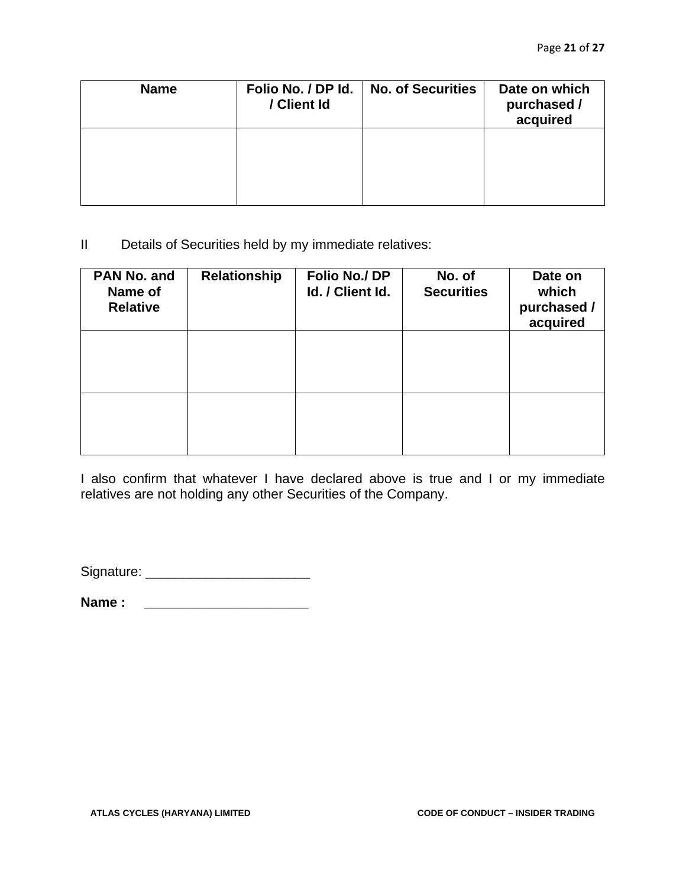| Name | Folio No. / DP Id. / Client Id | No. of Securities | Date on which purchased / acquired |
| --- | --- | --- | --- |
| | | | |

II Details of Securities held by my immediate relatives:

| PAN No. and Name of Relative | Relationship | Folio No./ DP Id. / Client Id. | No. of Securities | Date on which purchased / acquired |
| --- | --- | --- | --- | --- |
| | | | | |
| | | | | |

I also confirm that whatever I have declared above is true and I or my immediate relatives are not holding any other Securities of the Company.

Signature: ______________________

**Name :** ______________________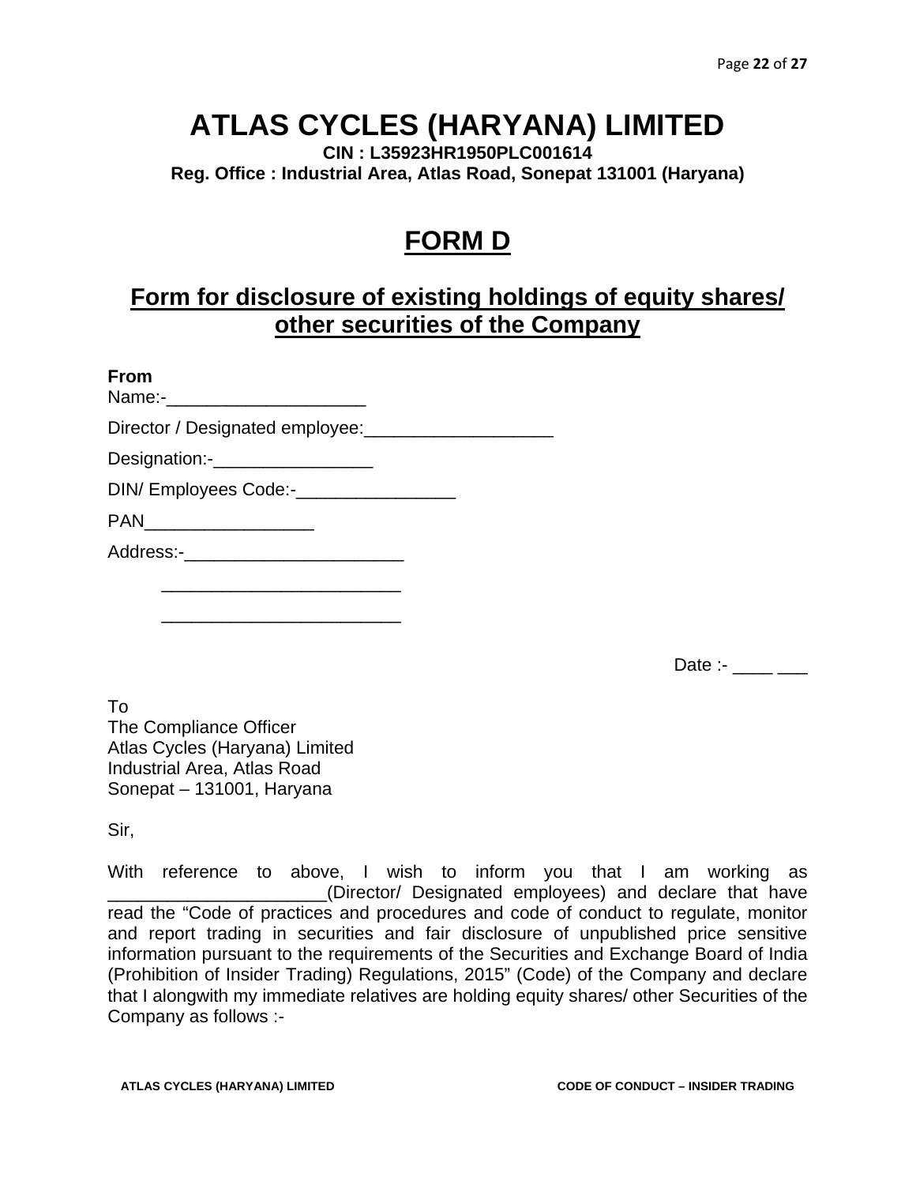# ATLAS CYCLES (HARYANA) LIMITED

**CIN : L35923HR1950PLC001614**
**Reg. Office : Industrial Area, Atlas Road, Sonepat 131001 (Haryana)**

## FORM D

### Form for disclosure of existing holdings of equity shares/ other securities of the Company

**From**
Name:-____________________

Director / Designated employee:___________________

Designation:-________________

DIN/ Employees Code:-________________

PAN_________________

Address:-______________________

________________________

________________________

Date :- ____ ___

To
The Compliance Officer
Atlas Cycles (Haryana) Limited
Industrial Area, Atlas Road
Sonepat – 131001, Haryana

Sir,

With reference to above, I wish to inform you that I am working as ______________________(Director/ Designated employees) and declare that have read the "Code of practices and procedures and code of conduct to regulate, monitor and report trading in securities and fair disclosure of unpublished price sensitive information pursuant to the requirements of the Securities and Exchange Board of India (Prohibition of Insider Trading) Regulations, 2015" (Code) of the Company and declare that I alongwith my immediate relatives are holding equity shares/ other Securities of the Company as follows :-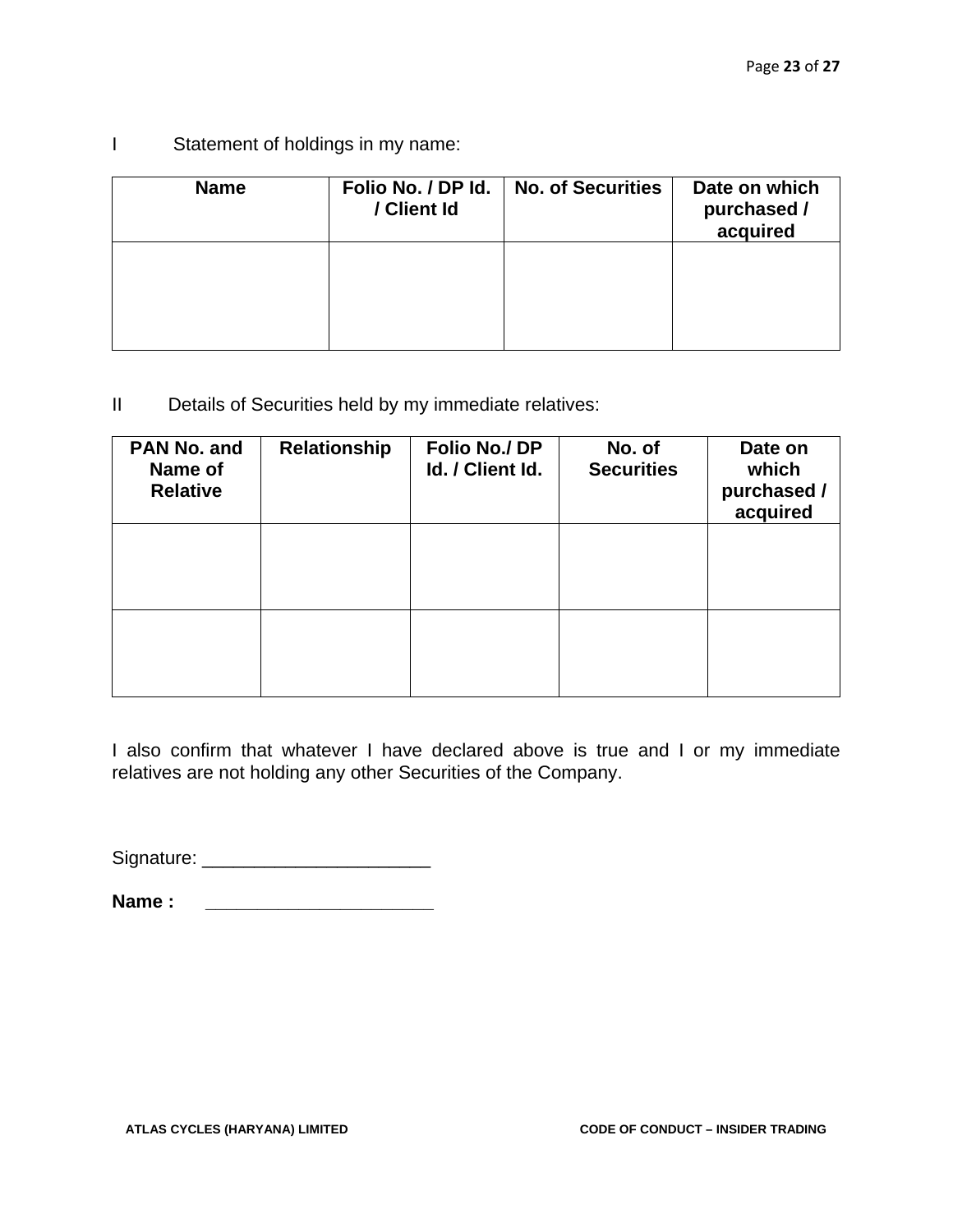I Statement of holdings in my name:

| Name | Folio No. / DP Id. / Client Id | No. of Securities | Date on which purchased / acquired |
|---|---|---|---|
| | | | |

II Details of Securities held by my immediate relatives:

| PAN No. and Name of Relative | Relationship | Folio No./ DP Id. / Client Id. | No. of Securities | Date on which purchased / acquired |
|---|---|---|---|---|
| | | | | |
| | | | | |

I also confirm that whatever I have declared above is true and I or my immediate relatives are not holding any other Securities of the Company.

Signature: ______________________

**Name :** ______________________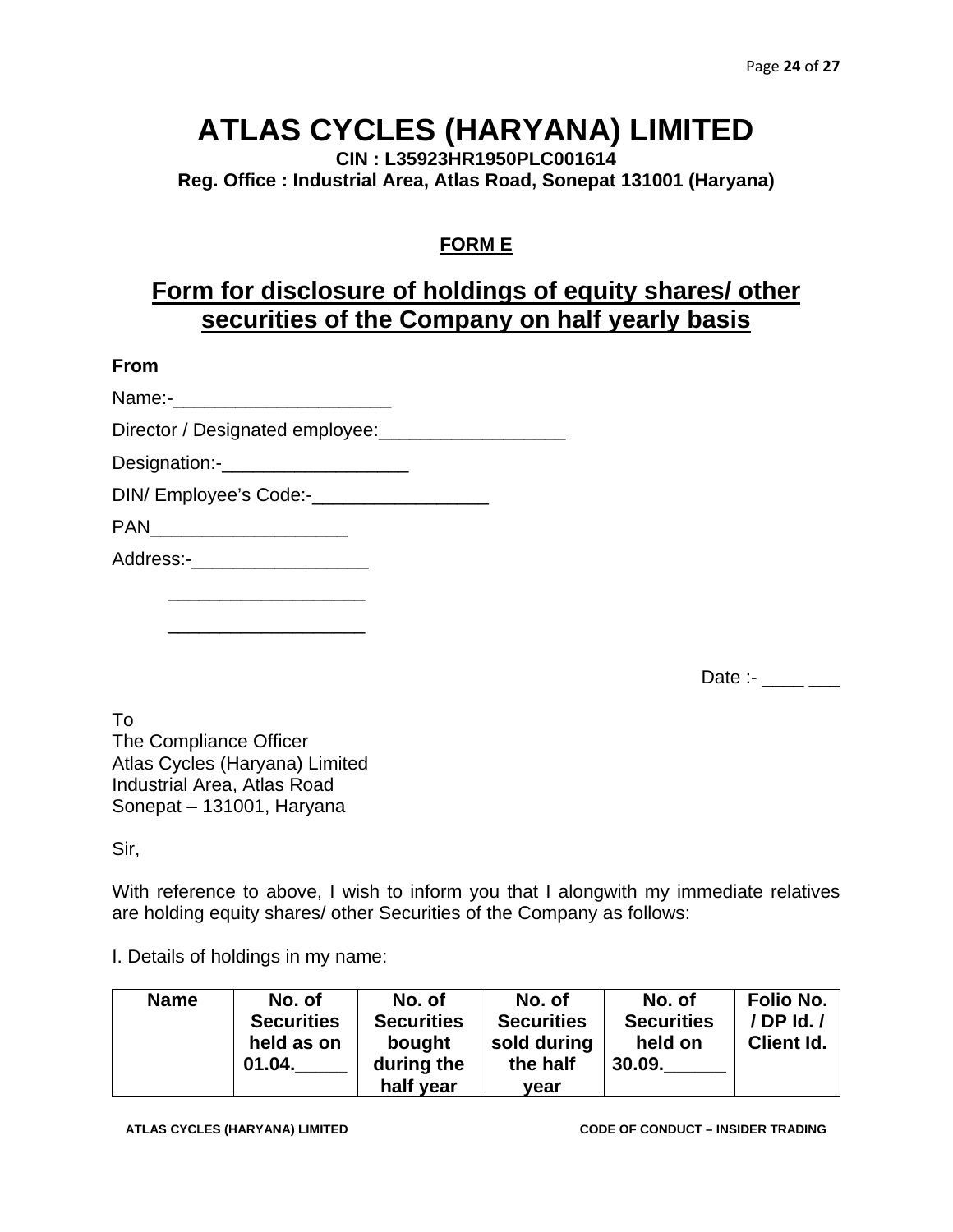# ATLAS CYCLES (HARYANA) LIMITED

**CIN : L35923HR1950PLC001614**
**Reg. Office : Industrial Area, Atlas Road, Sonepat 131001 (Haryana)**

**FORM E**

## Form for disclosure of holdings of equity shares/ other securities of the Company on half yearly basis

**From**

Name:-_____________________

Director / Designated employee:__________________

Designation:-__________________

DIN/ Employee's Code:-_________________

PAN___________________

Address:-_________________

___________________

___________________

Date :- ____ ___

To
The Compliance Officer
Atlas Cycles (Haryana) Limited
Industrial Area, Atlas Road
Sonepat – 131001, Haryana

Sir,

With reference to above, I wish to inform you that I alongwith my immediate relatives are holding equity shares/ other Securities of the Company as follows:

I. Details of holdings in my name:

| Name | No. of Securities held as on 01.04._____ | No. of Securities bought during the half year | No. of Securities sold during the half year | No. of Securities held on 30.09.______ | Folio No. / DP Id. / Client Id. |
|---|---|---|---|---|---|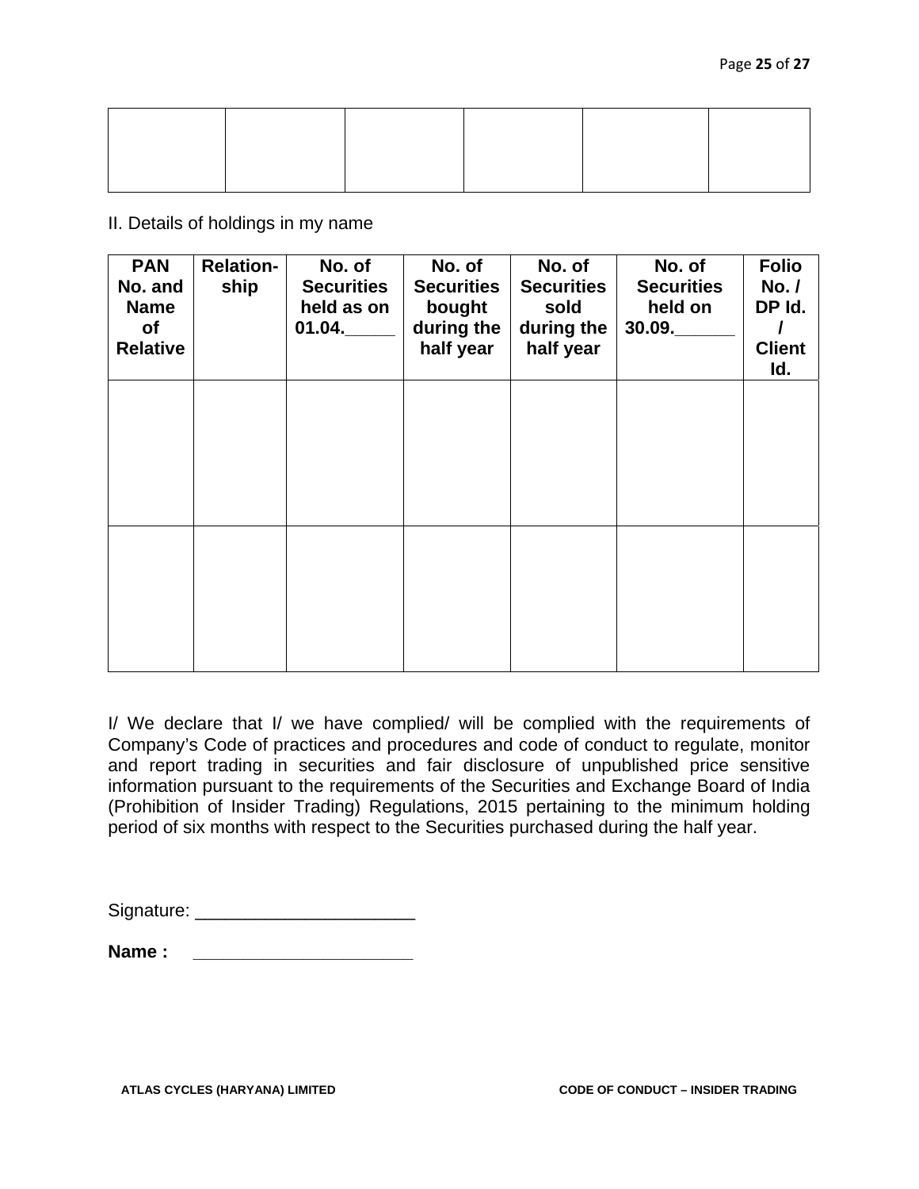| | | | | | |
|---|---|---|---|---|---|
| | | | | | |

II. Details of holdings in my name

| PAN No. and Name of Relative | Relation-ship | No. of Securities held as on 01.04._____ | No. of Securities bought during the half year | No. of Securities sold during the half year | No. of Securities held on 30.09.______ | Folio No. / DP Id. / Client Id. |
|---|---|---|---|---|---|---|
| | | | | | | |
| | | | | | | |

I/ We declare that I/ we have complied/ will be complied with the requirements of Company's Code of practices and procedures and code of conduct to regulate, monitor and report trading in securities and fair disclosure of unpublished price sensitive information pursuant to the requirements of the Securities and Exchange Board of India (Prohibition of Insider Trading) Regulations, 2015 pertaining to the minimum holding period of six months with respect to the Securities purchased during the half year.

Signature: ______________________

**Name :** ______________________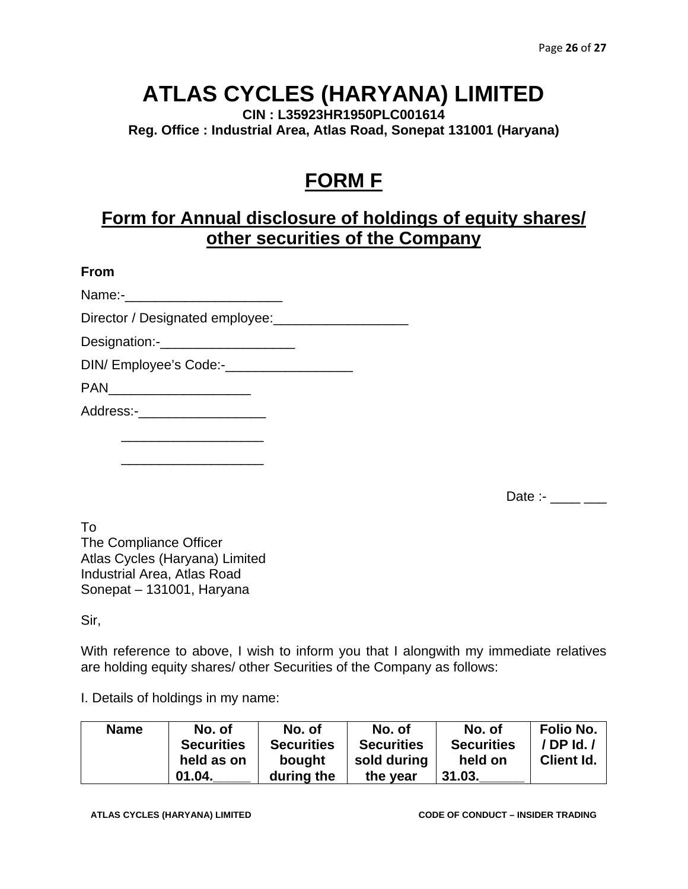# ATLAS CYCLES (HARYANA) LIMITED

**CIN : L35923HR1950PLC001614**
**Reg. Office : Industrial Area, Atlas Road, Sonepat 131001 (Haryana)**

## FORM F

## Form for Annual disclosure of holdings of equity shares/ other securities of the Company

**From**

Name:-_____________________

Director / Designated employee:__________________

Designation:-__________________

DIN/ Employee's Code:-_________________

PAN___________________

Address:-_________________

___________________

___________________

Date :- ____ ___

To
The Compliance Officer
Atlas Cycles (Haryana) Limited
Industrial Area, Atlas Road
Sonepat – 131001, Haryana

Sir,

With reference to above, I wish to inform you that I alongwith my immediate relatives are holding equity shares/ other Securities of the Company as follows:

I. Details of holdings in my name:

| Name | No. of Securities held as on 01.04._____ | No. of Securities bought during the | No. of Securities sold during the year | No. of Securities held on 31.03.______ | Folio No. / DP Id. / Client Id. |
|---|---|---|---|---|---|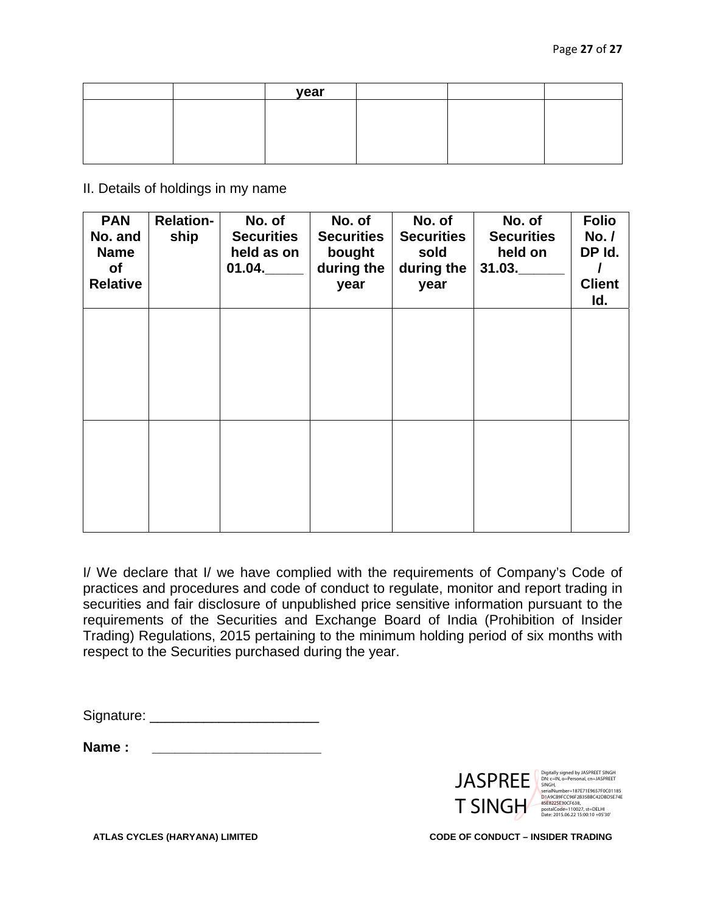| | | year | | | |
|---|---|---|---|---|---|
| | | | | | |

II. Details of holdings in my name

| PAN No. and Name of Relative | Relation-ship | No. of Securities held as on 01.04._____ | No. of Securities bought during the year | No. of Securities sold during the year | No. of Securities held on 31.03.______ | Folio No. / DP Id. / Client Id. |
|---|---|---|---|---|---|---|
| | | | | | | |
| | | | | | | |

I/ We declare that I/ we have complied with the requirements of Company's Code of practices and procedures and code of conduct to regulate, monitor and report trading in securities and fair disclosure of unpublished price sensitive information pursuant to the requirements of the Securities and Exchange Board of India (Prohibition of Insider Trading) Regulations, 2015 pertaining to the minimum holding period of six months with respect to the Securities purchased during the year.

Signature: ______________________

**Name :** ______________________

JASPREET SINGH

Digitally signed by JASPREET SINGH
DN: c=IN, o=Personal, cn=JASPREET SINGH, serialNumber=187E71E9657F0C01185D1A9CB9FCC96F2B35B8C42DBD5E74E85E8225E30CF638, postalCode=110027, st=DELHI
Date: 2015.06.22 15:00:10 +05'30'